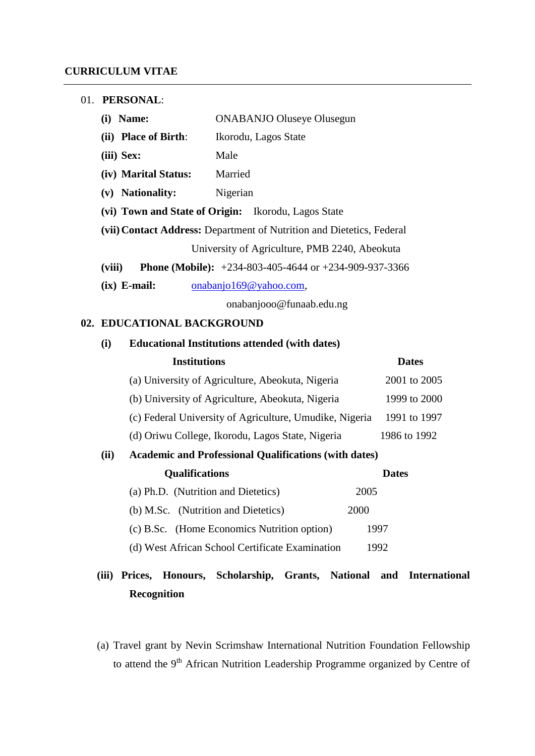# CURRICULUM VITAE

---

01. **PERSONAL**:

- **(i) Name:** ONABANJO Oluseye Olusegun
- **(ii) Place of Birth**: Ikorodu, Lagos State
- **(iii) Sex:** Male
- **(iv) Marital Status:** Married
- **(v) Nationality:** Nigerian
- **(vi) Town and State of Origin:** Ikorodu, Lagos State
- **(vii) Contact Address:** Department of Nutrition and Dietetics, Federal University of Agriculture, PMB 2240, Abeokuta
- **(viii) Phone (Mobile):** +234-803-405-4644 or +234-909-937-3366
- **(ix) E-mail:** onabanjo169@yahoo.com, onabanjooo@funaab.edu.ng

**02. EDUCATIONAL BACKGROUND**

**(i) Educational Institutions attended (with dates)**

| Institutions | Dates |
|---|---|
| (a) University of Agriculture, Abeokuta, Nigeria | 2001 to 2005 |
| (b) University of Agriculture, Abeokuta, Nigeria | 1999 to 2000 |
| (c) Federal University of Agriculture, Umudike, Nigeria | 1991 to 1997 |
| (d) Oriwu College, Ikorodu, Lagos State, Nigeria | 1986 to 1992 |

**(ii) Academic and Professional Qualifications (with dates)**

| Qualifications | Dates |
|---|---|
| (a) Ph.D. (Nutrition and Dietetics) | 2005 |
| (b) M.Sc. (Nutrition and Dietetics) | 2000 |
| (c) B.Sc. (Home Economics Nutrition option) | 1997 |
| (d) West African School Certificate Examination | 1992 |

**(iii) Prices, Honours, Scholarship, Grants, National and International Recognition**

(a) Travel grant by Nevin Scrimshaw International Nutrition Foundation Fellowship to attend the 9th African Nutrition Leadership Programme organized by Centre of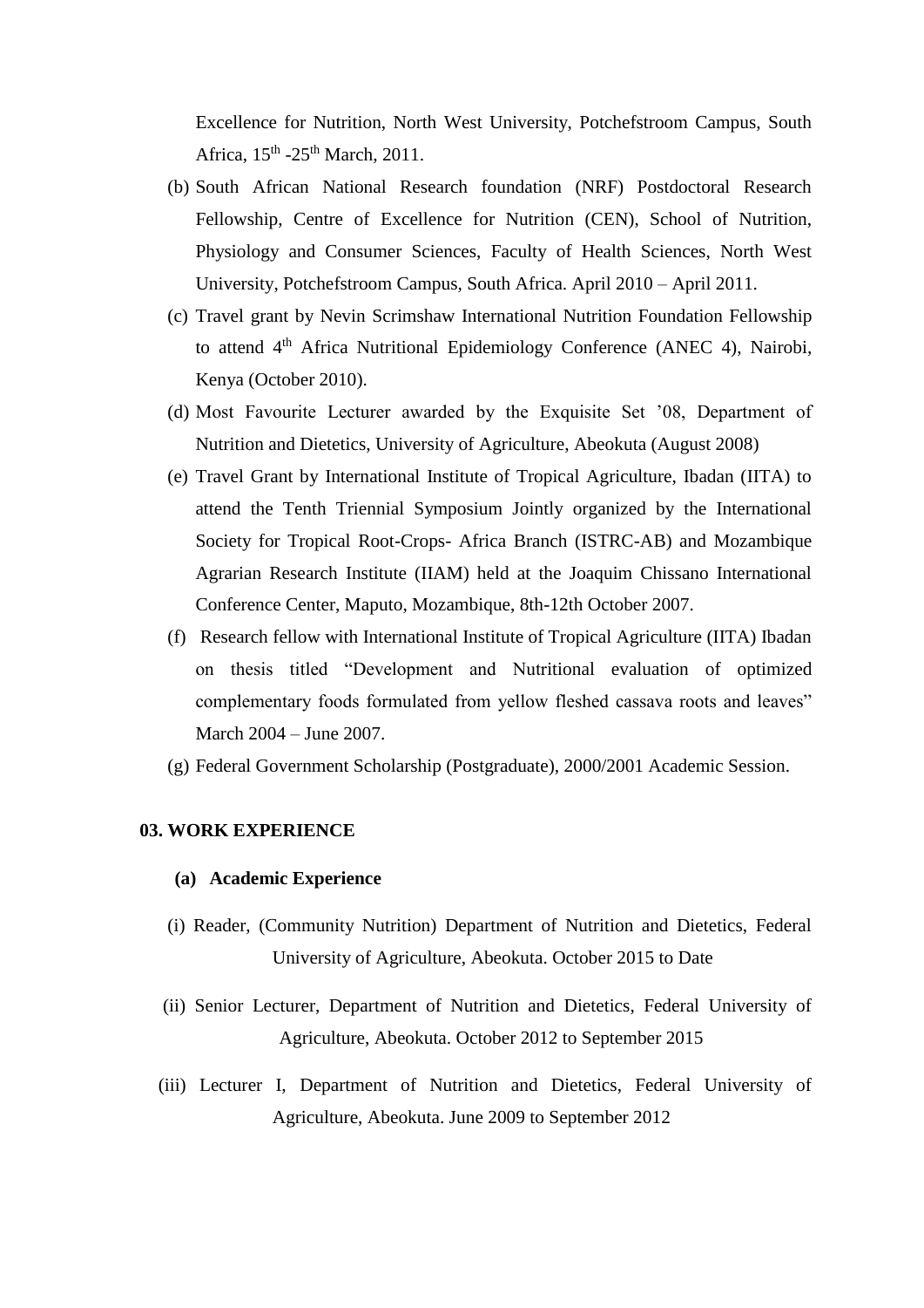Excellence for Nutrition, North West University, Potchefstroom Campus, South Africa, 15th -25th March, 2011.

(b) South African National Research foundation (NRF) Postdoctoral Research Fellowship, Centre of Excellence for Nutrition (CEN), School of Nutrition, Physiology and Consumer Sciences, Faculty of Health Sciences, North West University, Potchefstroom Campus, South Africa. April 2010 – April 2011.

(c) Travel grant by Nevin Scrimshaw International Nutrition Foundation Fellowship to attend 4th Africa Nutritional Epidemiology Conference (ANEC 4), Nairobi, Kenya (October 2010).

(d) Most Favourite Lecturer awarded by the Exquisite Set '08, Department of Nutrition and Dietetics, University of Agriculture, Abeokuta (August 2008)

(e) Travel Grant by International Institute of Tropical Agriculture, Ibadan (IITA) to attend the Tenth Triennial Symposium Jointly organized by the International Society for Tropical Root-Crops- Africa Branch (ISTRC-AB) and Mozambique Agrarian Research Institute (IIAM) held at the Joaquim Chissano International Conference Center, Maputo, Mozambique, 8th-12th October 2007.

(f) Research fellow with International Institute of Tropical Agriculture (IITA) Ibadan on thesis titled "Development and Nutritional evaluation of optimized complementary foods formulated from yellow fleshed cassava roots and leaves" March 2004 – June 2007.

(g) Federal Government Scholarship (Postgraduate), 2000/2001 Academic Session.

## 03. WORK EXPERIENCE

### (a) Academic Experience

(i) Reader, (Community Nutrition) Department of Nutrition and Dietetics, Federal University of Agriculture, Abeokuta. October 2015 to Date

(ii) Senior Lecturer, Department of Nutrition and Dietetics, Federal University of Agriculture, Abeokuta. October 2012 to September 2015

(iii) Lecturer I, Department of Nutrition and Dietetics, Federal University of Agriculture, Abeokuta. June 2009 to September 2012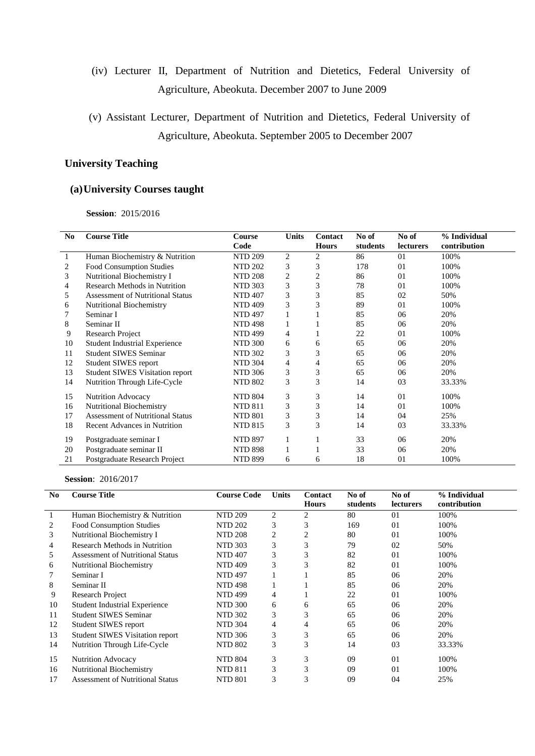(iv) Lecturer II, Department of Nutrition and Dietetics, Federal University of Agriculture, Abeokuta. December 2007 to June 2009

(v) Assistant Lecturer, Department of Nutrition and Dietetics, Federal University of Agriculture, Abeokuta. September 2005 to December 2007

## University Teaching

### (a) University Courses taught

**Session**: 2015/2016

| No | Course Title | Course Code | Units | Contact Hours | No of students | No of lecturers | % Individual contribution |
|---|---|---|---|---|---|---|---|
| 1 | Human Biochemistry & Nutrition | NTD 209 | 2 | 2 | 86 | 01 | 100% |
| 2 | Food Consumption Studies | NTD 202 | 3 | 3 | 178 | 01 | 100% |
| 3 | Nutritional Biochemistry I | NTD 208 | 2 | 2 | 86 | 01 | 100% |
| 4 | Research Methods in Nutrition | NTD 303 | 3 | 3 | 78 | 01 | 100% |
| 5 | Assessment of Nutritional Status | NTD 407 | 3 | 3 | 85 | 02 | 50% |
| 6 | Nutritional Biochemistry | NTD 409 | 3 | 3 | 89 | 01 | 100% |
| 7 | Seminar I | NTD 497 | 1 | 1 | 85 | 06 | 20% |
| 8 | Seminar II | NTD 498 | 1 | 1 | 85 | 06 | 20% |
| 9 | Research Project | NTD 499 | 4 | 1 | 22 | 01 | 100% |
| 10 | Student Industrial Experience | NTD 300 | 6 | 6 | 65 | 06 | 20% |
| 11 | Student SIWES Seminar | NTD 302 | 3 | 3 | 65 | 06 | 20% |
| 12 | Student SIWES report | NTD 304 | 4 | 4 | 65 | 06 | 20% |
| 13 | Student SIWES Visitation report | NTD 306 | 3 | 3 | 65 | 06 | 20% |
| 14 | Nutrition Through Life-Cycle | NTD 802 | 3 | 3 | 14 | 03 | 33.33% |
| 15 | Nutrition Advocacy | NTD 804 | 3 | 3 | 14 | 01 | 100% |
| 16 | Nutritional Biochemistry | NTD 811 | 3 | 3 | 14 | 01 | 100% |
| 17 | Assessment of Nutritional Status | NTD 801 | 3 | 3 | 14 | 04 | 25% |
| 18 | Recent Advances in Nutrition | NTD 815 | 3 | 3 | 14 | 03 | 33.33% |
| 19 | Postgraduate seminar I | NTD 897 | 1 | 1 | 33 | 06 | 20% |
| 20 | Postgraduate seminar II | NTD 898 | 1 | 1 | 33 | 06 | 20% |
| 21 | Postgraduate Research Project | NTD 899 | 6 | 6 | 18 | 01 | 100% |

**Session**: 2016/2017

| No | Course Title | Course Code | Units | Contact Hours | No of students | No of lecturers | % Individual contribution |
|---|---|---|---|---|---|---|---|
| 1 | Human Biochemistry & Nutrition | NTD 209 | 2 | 2 | 80 | 01 | 100% |
| 2 | Food Consumption Studies | NTD 202 | 3 | 3 | 169 | 01 | 100% |
| 3 | Nutritional Biochemistry I | NTD 208 | 2 | 2 | 80 | 01 | 100% |
| 4 | Research Methods in Nutrition | NTD 303 | 3 | 3 | 79 | 02 | 50% |
| 5 | Assessment of Nutritional Status | NTD 407 | 3 | 3 | 82 | 01 | 100% |
| 6 | Nutritional Biochemistry | NTD 409 | 3 | 3 | 82 | 01 | 100% |
| 7 | Seminar I | NTD 497 | 1 | 1 | 85 | 06 | 20% |
| 8 | Seminar II | NTD 498 | 1 | 1 | 85 | 06 | 20% |
| 9 | Research Project | NTD 499 | 4 | 1 | 22 | 01 | 100% |
| 10 | Student Industrial Experience | NTD 300 | 6 | 6 | 65 | 06 | 20% |
| 11 | Student SIWES Seminar | NTD 302 | 3 | 3 | 65 | 06 | 20% |
| 12 | Student SIWES report | NTD 304 | 4 | 4 | 65 | 06 | 20% |
| 13 | Student SIWES Visitation report | NTD 306 | 3 | 3 | 65 | 06 | 20% |
| 14 | Nutrition Through Life-Cycle | NTD 802 | 3 | 3 | 14 | 03 | 33.33% |
| 15 | Nutrition Advocacy | NTD 804 | 3 | 3 | 09 | 01 | 100% |
| 16 | Nutritional Biochemistry | NTD 811 | 3 | 3 | 09 | 01 | 100% |
| 17 | Assessment of Nutritional Status | NTD 801 | 3 | 3 | 09 | 04 | 25% |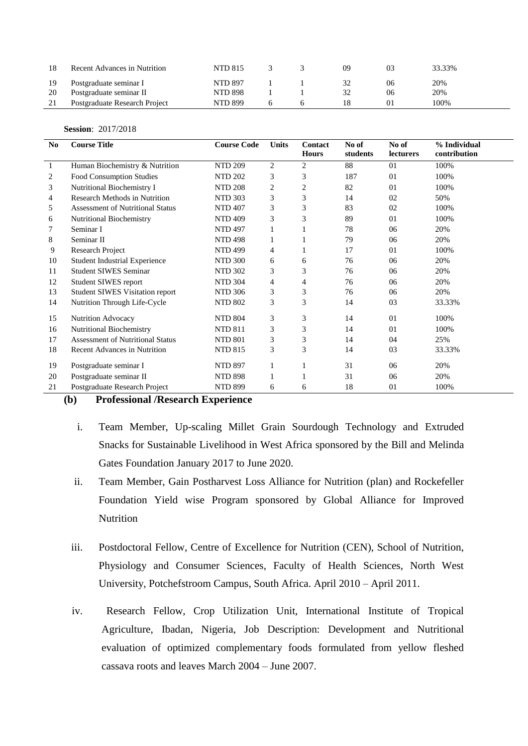| 18 | Recent Advances in Nutrition | NTD 815 | 3 | 3 | 09 | 03 | 33.33% |
|---|---|---|---|---|---|---|---|
| 19 | Postgraduate seminar I | NTD 897 | 1 | 1 | 32 | 06 | 20% |
| 20 | Postgraduate seminar II | NTD 898 | 1 | 1 | 32 | 06 | 20% |
| 21 | Postgraduate Research Project | NTD 899 | 6 | 6 | 18 | 01 | 100% |

**Session**: 2017/2018

| No | Course Title | Course Code | Units | Contact Hours | No of students | No of lecturers | % Individual contribution |
|---|---|---|---|---|---|---|---|
| 1 | Human Biochemistry & Nutrition | NTD 209 | 2 | 2 | 88 | 01 | 100% |
| 2 | Food Consumption Studies | NTD 202 | 3 | 3 | 187 | 01 | 100% |
| 3 | Nutritional Biochemistry I | NTD 208 | 2 | 2 | 82 | 01 | 100% |
| 4 | Research Methods in Nutrition | NTD 303 | 3 | 3 | 14 | 02 | 50% |
| 5 | Assessment of Nutritional Status | NTD 407 | 3 | 3 | 83 | 02 | 100% |
| 6 | Nutritional Biochemistry | NTD 409 | 3 | 3 | 89 | 01 | 100% |
| 7 | Seminar I | NTD 497 | 1 | 1 | 78 | 06 | 20% |
| 8 | Seminar II | NTD 498 | 1 | 1 | 79 | 06 | 20% |
| 9 | Research Project | NTD 499 | 4 | 1 | 17 | 01 | 100% |
| 10 | Student Industrial Experience | NTD 300 | 6 | 6 | 76 | 06 | 20% |
| 11 | Student SIWES Seminar | NTD 302 | 3 | 3 | 76 | 06 | 20% |
| 12 | Student SIWES report | NTD 304 | 4 | 4 | 76 | 06 | 20% |
| 13 | Student SIWES Visitation report | NTD 306 | 3 | 3 | 76 | 06 | 20% |
| 14 | Nutrition Through Life-Cycle | NTD 802 | 3 | 3 | 14 | 03 | 33.33% |
| 15 | Nutrition Advocacy | NTD 804 | 3 | 3 | 14 | 01 | 100% |
| 16 | Nutritional Biochemistry | NTD 811 | 3 | 3 | 14 | 01 | 100% |
| 17 | Assessment of Nutritional Status | NTD 801 | 3 | 3 | 14 | 04 | 25% |
| 18 | Recent Advances in Nutrition | NTD 815 | 3 | 3 | 14 | 03 | 33.33% |
| 19 | Postgraduate seminar I | NTD 897 | 1 | 1 | 31 | 06 | 20% |
| 20 | Postgraduate seminar II | NTD 898 | 1 | 1 | 31 | 06 | 20% |
| 21 | Postgraduate Research Project | NTD 899 | 6 | 6 | 18 | 01 | 100% |

**(b) Professional /Research Experience**

i. Team Member, Up-scaling Millet Grain Sourdough Technology and Extruded Snacks for Sustainable Livelihood in West Africa sponsored by the Bill and Melinda Gates Foundation January 2017 to June 2020.

ii. Team Member, Gain Postharvest Loss Alliance for Nutrition (plan) and Rockefeller Foundation Yield wise Program sponsored by Global Alliance for Improved Nutrition

iii. Postdoctoral Fellow, Centre of Excellence for Nutrition (CEN), School of Nutrition, Physiology and Consumer Sciences, Faculty of Health Sciences, North West University, Potchefstroom Campus, South Africa. April 2010 – April 2011.

iv. Research Fellow, Crop Utilization Unit, International Institute of Tropical Agriculture, Ibadan, Nigeria, Job Description: Development and Nutritional evaluation of optimized complementary foods formulated from yellow fleshed cassava roots and leaves March 2004 – June 2007.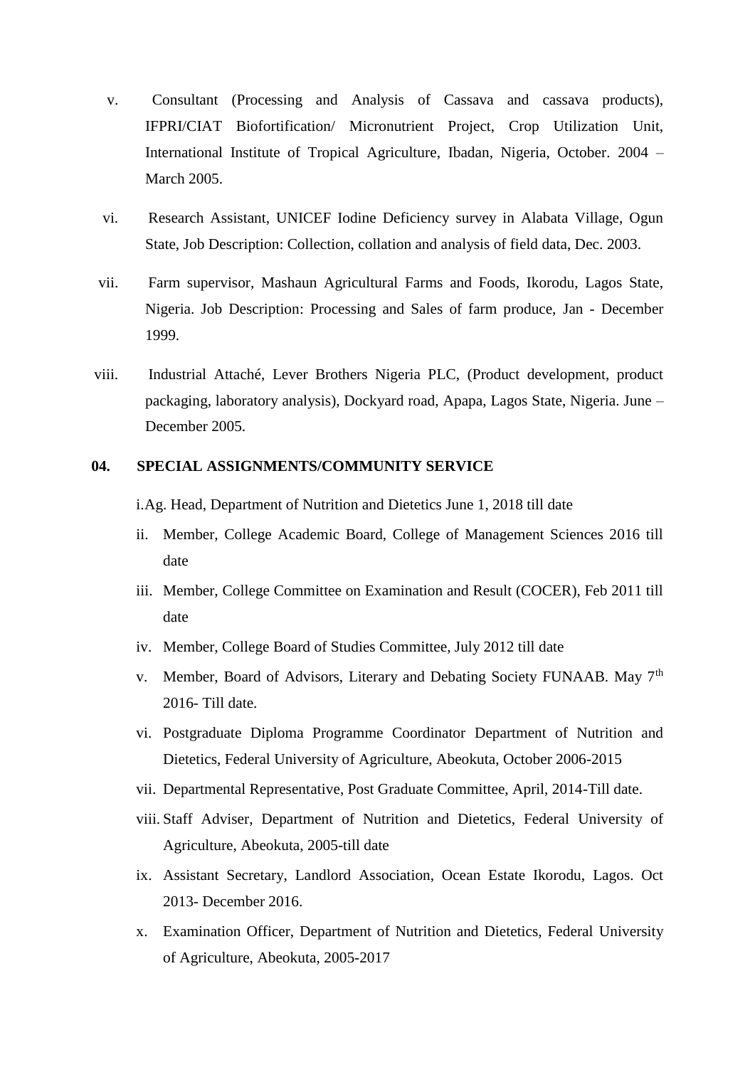v. Consultant (Processing and Analysis of Cassava and cassava products), IFPRI/CIAT Biofortification/ Micronutrient Project, Crop Utilization Unit, International Institute of Tropical Agriculture, Ibadan, Nigeria, October. 2004 – March 2005.

vi. Research Assistant, UNICEF Iodine Deficiency survey in Alabata Village, Ogun State, Job Description: Collection, collation and analysis of field data, Dec. 2003.

vii. Farm supervisor, Mashaun Agricultural Farms and Foods, Ikorodu, Lagos State, Nigeria. Job Description: Processing and Sales of farm produce, Jan - December 1999.

viii. Industrial Attaché, Lever Brothers Nigeria PLC, (Product development, product packaging, laboratory analysis), Dockyard road, Apapa, Lagos State, Nigeria. June – December 2005.

**04. SPECIAL ASSIGNMENTS/COMMUNITY SERVICE**

i. Ag. Head, Department of Nutrition and Dietetics June 1, 2018 till date

ii. Member, College Academic Board, College of Management Sciences 2016 till date

iii. Member, College Committee on Examination and Result (COCER), Feb 2011 till date

iv. Member, College Board of Studies Committee, July 2012 till date

v. Member, Board of Advisors, Literary and Debating Society FUNAAB. May 7th 2016- Till date.

vi. Postgraduate Diploma Programme Coordinator Department of Nutrition and Dietetics, Federal University of Agriculture, Abeokuta, October 2006-2015

vii. Departmental Representative, Post Graduate Committee, April, 2014-Till date.

viii. Staff Adviser, Department of Nutrition and Dietetics, Federal University of Agriculture, Abeokuta, 2005-till date

ix. Assistant Secretary, Landlord Association, Ocean Estate Ikorodu, Lagos. Oct 2013- December 2016.

x. Examination Officer, Department of Nutrition and Dietetics, Federal University of Agriculture, Abeokuta, 2005-2017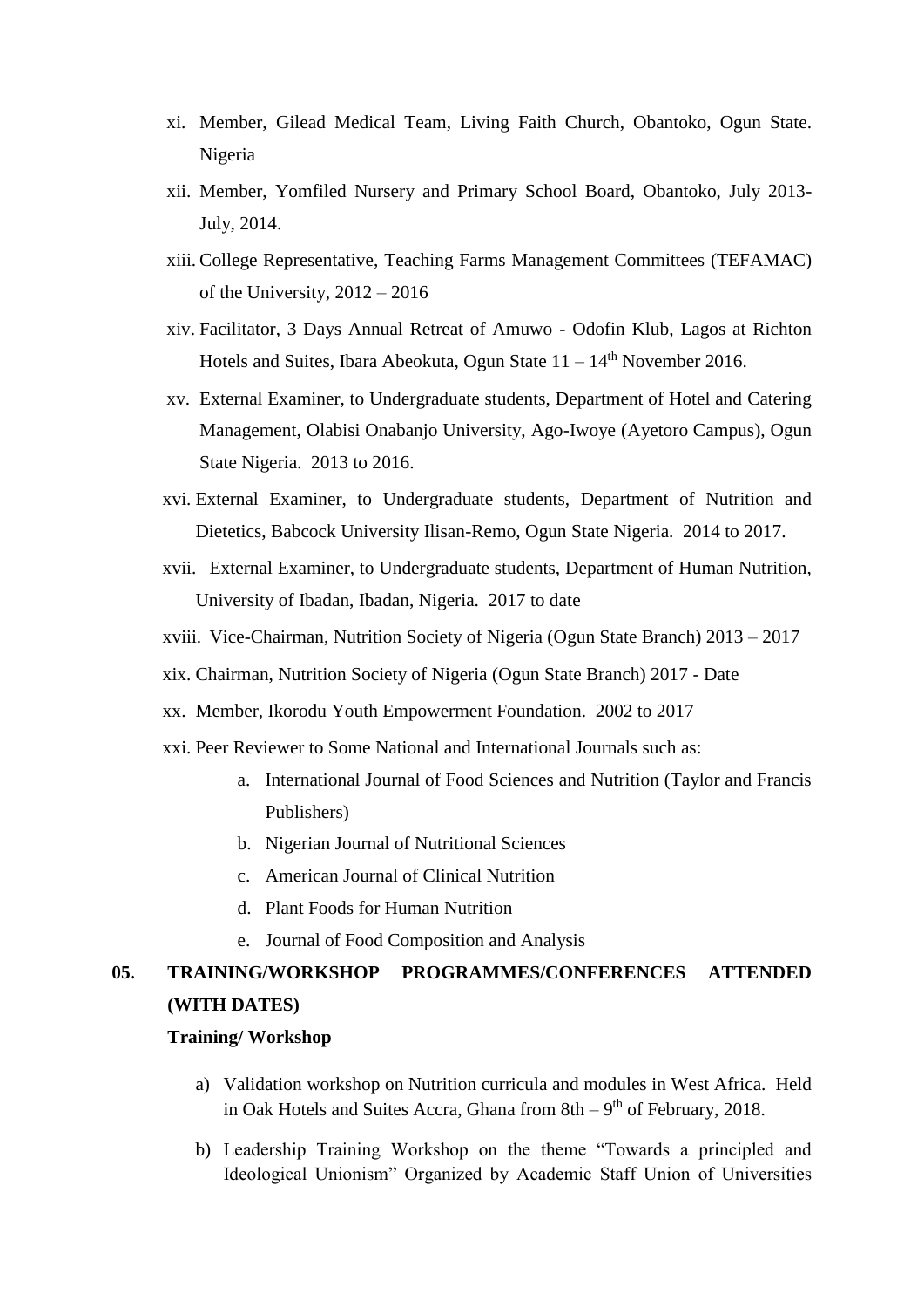xi. Member, Gilead Medical Team, Living Faith Church, Obantoko, Ogun State. Nigeria

xii. Member, Yomfiled Nursery and Primary School Board, Obantoko, July 2013- July, 2014.

xiii. College Representative, Teaching Farms Management Committees (TEFAMAC) of the University, 2012 – 2016

xiv. Facilitator, 3 Days Annual Retreat of Amuwo - Odofin Klub, Lagos at Richton Hotels and Suites, Ibara Abeokuta, Ogun State 11 – 14th November 2016.

xv. External Examiner, to Undergraduate students, Department of Hotel and Catering Management, Olabisi Onabanjo University, Ago-Iwoye (Ayetoro Campus), Ogun State Nigeria. 2013 to 2016.

xvi. External Examiner, to Undergraduate students, Department of Nutrition and Dietetics, Babcock University Ilisan-Remo, Ogun State Nigeria. 2014 to 2017.

xvii. External Examiner, to Undergraduate students, Department of Human Nutrition, University of Ibadan, Ibadan, Nigeria. 2017 to date

xviii. Vice-Chairman, Nutrition Society of Nigeria (Ogun State Branch) 2013 – 2017

xix. Chairman, Nutrition Society of Nigeria (Ogun State Branch) 2017 - Date

xx. Member, Ikorodu Youth Empowerment Foundation. 2002 to 2017

xxi. Peer Reviewer to Some National and International Journals such as:

a. International Journal of Food Sciences and Nutrition (Taylor and Francis Publishers)
b. Nigerian Journal of Nutritional Sciences
c. American Journal of Clinical Nutrition
d. Plant Foods for Human Nutrition
e. Journal of Food Composition and Analysis

## 05. TRAINING/WORKSHOP PROGRAMMES/CONFERENCES ATTENDED (WITH DATES)

**Training/ Workshop**

a) Validation workshop on Nutrition curricula and modules in West Africa. Held in Oak Hotels and Suites Accra, Ghana from 8th – 9th of February, 2018.

b) Leadership Training Workshop on the theme "Towards a principled and Ideological Unionism" Organized by Academic Staff Union of Universities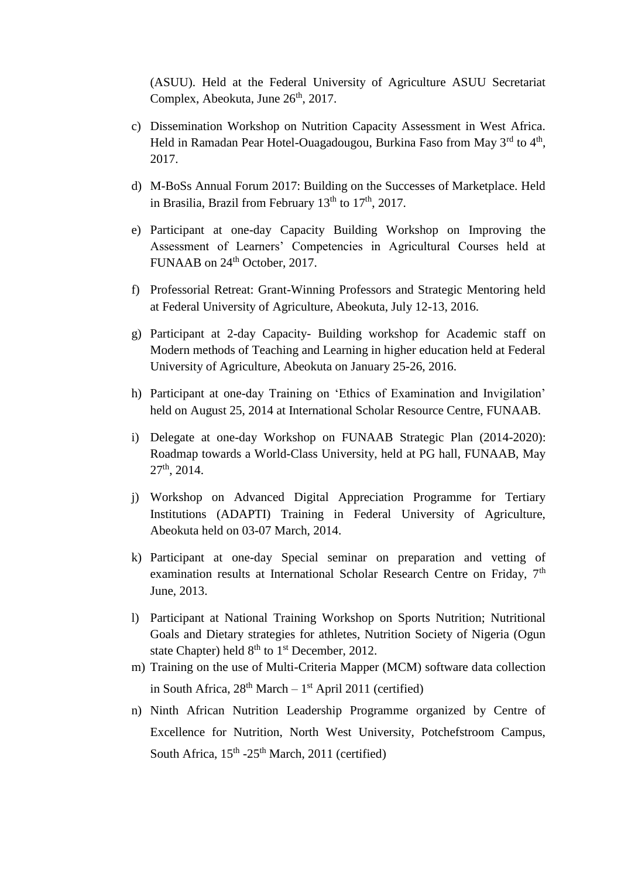(ASUU). Held at the Federal University of Agriculture ASUU Secretariat Complex, Abeokuta, June 26th, 2017.

c) Dissemination Workshop on Nutrition Capacity Assessment in West Africa. Held in Ramadan Pear Hotel-Ouagadougou, Burkina Faso from May 3rd to 4th, 2017.

d) M-BoSs Annual Forum 2017: Building on the Successes of Marketplace. Held in Brasilia, Brazil from February 13th to 17th, 2017.

e) Participant at one-day Capacity Building Workshop on Improving the Assessment of Learners' Competencies in Agricultural Courses held at FUNAAB on 24th October, 2017.

f) Professorial Retreat: Grant-Winning Professors and Strategic Mentoring held at Federal University of Agriculture, Abeokuta, July 12-13, 2016.

g) Participant at 2-day Capacity- Building workshop for Academic staff on Modern methods of Teaching and Learning in higher education held at Federal University of Agriculture, Abeokuta on January 25-26, 2016.

h) Participant at one-day Training on 'Ethics of Examination and Invigilation' held on August 25, 2014 at International Scholar Resource Centre, FUNAAB.

i) Delegate at one-day Workshop on FUNAAB Strategic Plan (2014-2020): Roadmap towards a World-Class University, held at PG hall, FUNAAB, May 27th, 2014.

j) Workshop on Advanced Digital Appreciation Programme for Tertiary Institutions (ADAPTI) Training in Federal University of Agriculture, Abeokuta held on 03-07 March, 2014.

k) Participant at one-day Special seminar on preparation and vetting of examination results at International Scholar Research Centre on Friday, 7th June, 2013.

l) Participant at National Training Workshop on Sports Nutrition; Nutritional Goals and Dietary strategies for athletes, Nutrition Society of Nigeria (Ogun state Chapter) held 8th to 1st December, 2012.

m) Training on the use of Multi-Criteria Mapper (MCM) software data collection in South Africa, 28th March – 1st April 2011 (certified)

n) Ninth African Nutrition Leadership Programme organized by Centre of Excellence for Nutrition, North West University, Potchefstroom Campus, South Africa, 15th -25th March, 2011 (certified)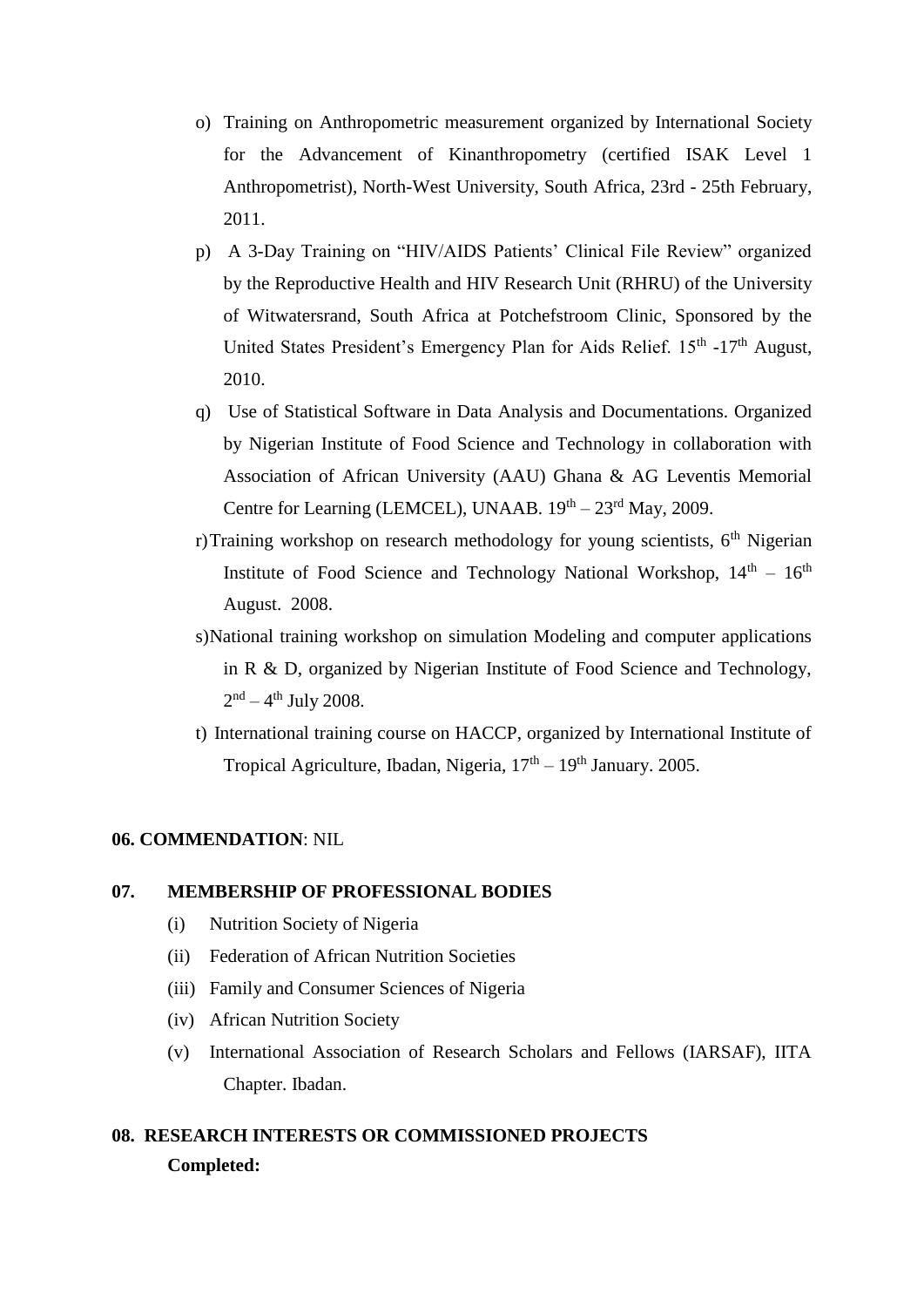o) Training on Anthropometric measurement organized by International Society for the Advancement of Kinanthropometry (certified ISAK Level 1 Anthropometrist), North-West University, South Africa, 23rd - 25th February, 2011.

p) A 3-Day Training on "HIV/AIDS Patients' Clinical File Review" organized by the Reproductive Health and HIV Research Unit (RHRU) of the University of Witwatersrand, South Africa at Potchefstroom Clinic, Sponsored by the United States President's Emergency Plan for Aids Relief. 15th -17th August, 2010.

q) Use of Statistical Software in Data Analysis and Documentations. Organized by Nigerian Institute of Food Science and Technology in collaboration with Association of African University (AAU) Ghana & AG Leventis Memorial Centre for Learning (LEMCEL), UNAAB. 19th – 23rd May, 2009.

r) Training workshop on research methodology for young scientists, 6th Nigerian Institute of Food Science and Technology National Workshop, 14th – 16th August. 2008.

s) National training workshop on simulation Modeling and computer applications in R & D, organized by Nigerian Institute of Food Science and Technology, 2nd – 4th July 2008.

t) International training course on HACCP, organized by International Institute of Tropical Agriculture, Ibadan, Nigeria, 17th – 19th January. 2005.

**06. COMMENDATION**: NIL

**07. MEMBERSHIP OF PROFESSIONAL BODIES**

(i) Nutrition Society of Nigeria

(ii) Federation of African Nutrition Societies

(iii) Family and Consumer Sciences of Nigeria

(iv) African Nutrition Society

(v) International Association of Research Scholars and Fellows (IARSAF), IITA Chapter. Ibadan.

**08. RESEARCH INTERESTS OR COMMISSIONED PROJECTS**

**Completed:**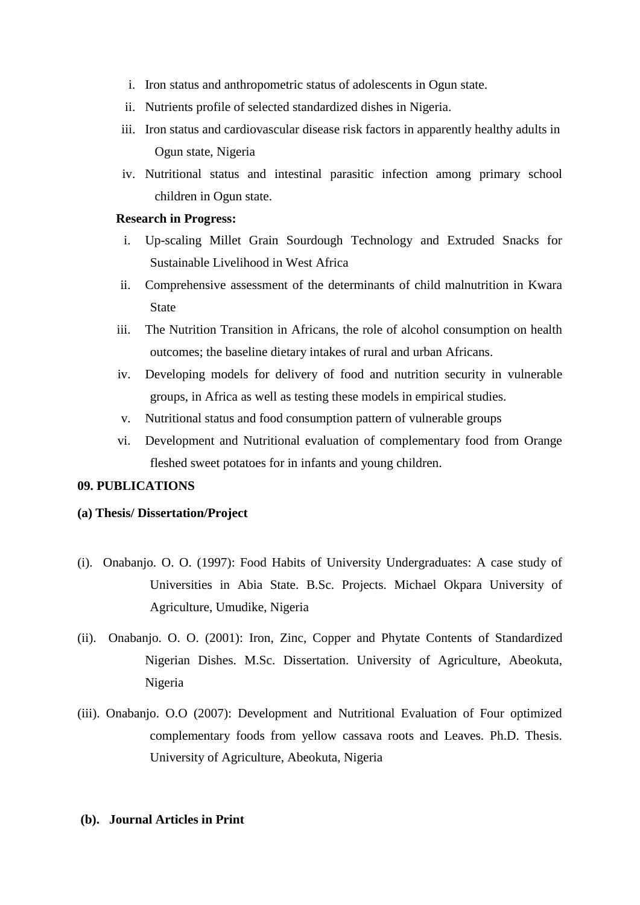i. Iron status and anthropometric status of adolescents in Ogun state.
ii. Nutrients profile of selected standardized dishes in Nigeria.
iii. Iron status and cardiovascular disease risk factors in apparently healthy adults in Ogun state, Nigeria
iv. Nutritional status and intestinal parasitic infection among primary school children in Ogun state.

**Research in Progress:**

i. Up-scaling Millet Grain Sourdough Technology and Extruded Snacks for Sustainable Livelihood in West Africa
ii. Comprehensive assessment of the determinants of child malnutrition in Kwara State
iii. The Nutrition Transition in Africans, the role of alcohol consumption on health outcomes; the baseline dietary intakes of rural and urban Africans.
iv. Developing models for delivery of food and nutrition security in vulnerable groups, in Africa as well as testing these models in empirical studies.
v. Nutritional status and food consumption pattern of vulnerable groups
vi. Development and Nutritional evaluation of complementary food from Orange fleshed sweet potatoes for in infants and young children.

**09. PUBLICATIONS**

**(a) Thesis/ Dissertation/Project**

(i). Onabanjo. O. O. (1997): Food Habits of University Undergraduates: A case study of Universities in Abia State. B.Sc. Projects. Michael Okpara University of Agriculture, Umudike, Nigeria

(ii). Onabanjo. O. O. (2001): Iron, Zinc, Copper and Phytate Contents of Standardized Nigerian Dishes. M.Sc. Dissertation. University of Agriculture, Abeokuta, Nigeria

(iii). Onabanjo. O.O (2007): Development and Nutritional Evaluation of Four optimized complementary foods from yellow cassava roots and Leaves. Ph.D. Thesis. University of Agriculture, Abeokuta, Nigeria

**(b). Journal Articles in Print**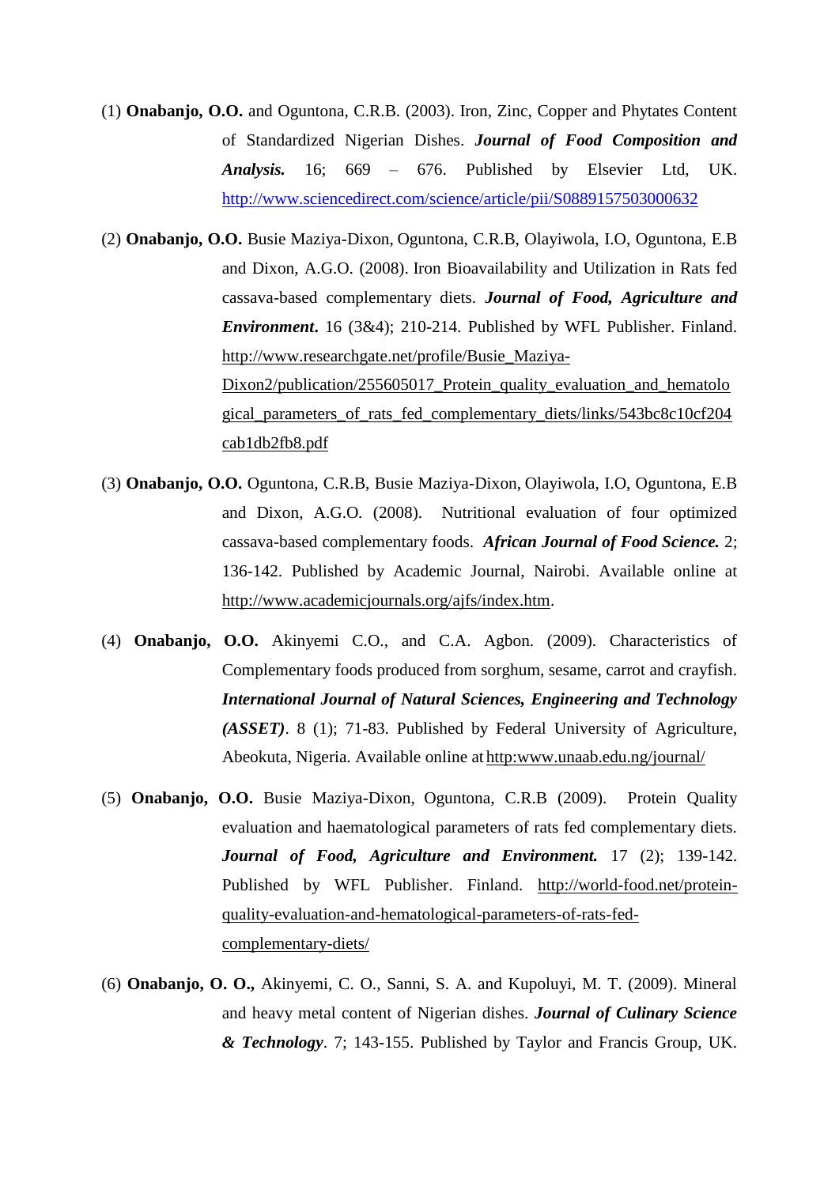(1) **Onabanjo, O.O.** and Oguntona, C.R.B. (2003). Iron, Zinc, Copper and Phytates Content of Standardized Nigerian Dishes. ***Journal of Food Composition and Analysis.*** 16; 669 – 676. Published by Elsevier Ltd, UK. http://www.sciencedirect.com/science/article/pii/S0889157503000632

(2) **Onabanjo, O.O.** Busie Maziya-Dixon, Oguntona, C.R.B, Olayiwola, I.O, Oguntona, E.B and Dixon, A.G.O. (2008). Iron Bioavailability and Utilization in Rats fed cassava-based complementary diets. ***Journal of Food, Agriculture and Environment***. 16 (3&4); 210-214. Published by WFL Publisher. Finland. http://www.researchgate.net/profile/Busie_Maziya-Dixon2/publication/255605017_Protein_quality_evaluation_and_hematological_parameters_of_rats_fed_complementary_diets/links/543bc8c10cf204cab1db2fb8.pdf

(3) **Onabanjo, O.O.** Oguntona, C.R.B, Busie Maziya-Dixon, Olayiwola, I.O, Oguntona, E.B and Dixon, A.G.O. (2008). Nutritional evaluation of four optimized cassava-based complementary foods. ***African Journal of Food Science.*** 2; 136-142. Published by Academic Journal, Nairobi. Available online at http://www.academicjournals.org/ajfs/index.htm.

(4) **Onabanjo, O.O.** Akinyemi C.O., and C.A. Agbon. (2009). Characteristics of Complementary foods produced from sorghum, sesame, carrot and crayfish. ***International Journal of Natural Sciences, Engineering and Technology (ASSET)***. 8 (1); 71-83. Published by Federal University of Agriculture, Abeokuta, Nigeria. Available online at http:www.unaab.edu.ng/journal/

(5) **Onabanjo, O.O.** Busie Maziya-Dixon, Oguntona, C.R.B (2009). Protein Quality evaluation and haematological parameters of rats fed complementary diets. ***Journal of Food, Agriculture and Environment.*** 17 (2); 139-142. Published by WFL Publisher. Finland. http://world-food.net/protein-quality-evaluation-and-hematological-parameters-of-rats-fed-complementary-diets/

(6) **Onabanjo, O. O.,** Akinyemi, C. O., Sanni, S. A. and Kupoluyi, M. T. (2009). Mineral and heavy metal content of Nigerian dishes. ***Journal of Culinary Science & Technology***. 7; 143-155. Published by Taylor and Francis Group, UK.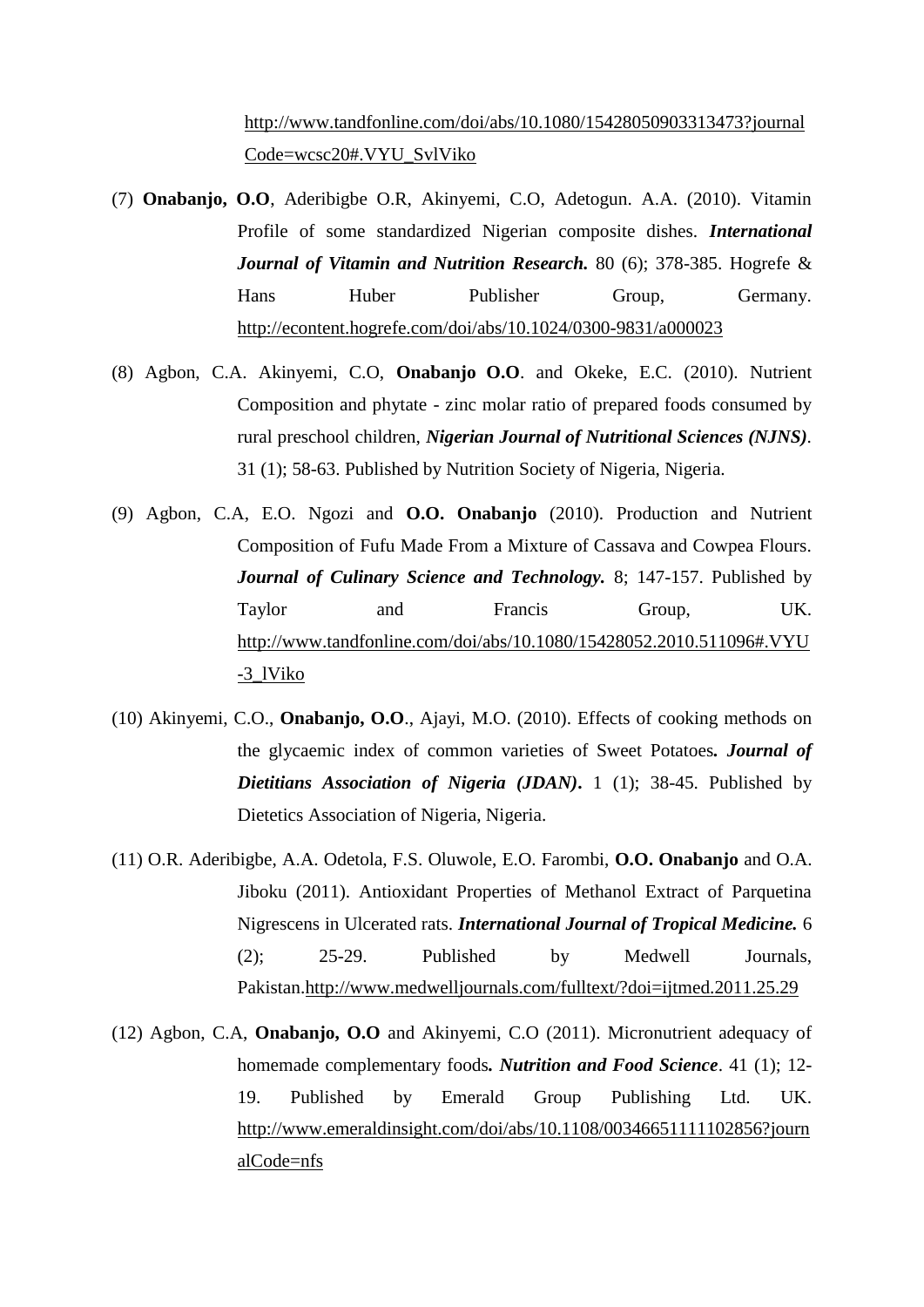http://www.tandfonline.com/doi/abs/10.1080/15428050903313473?journalCode=wcsc20#.VYU_SvlViko

(7) **Onabanjo, O.O**, Aderibigbe O.R, Akinyemi, C.O, Adetogun. A.A. (2010). Vitamin Profile of some standardized Nigerian composite dishes. ***International Journal of Vitamin and Nutrition Research.*** 80 (6); 378-385. Hogrefe & Hans Huber Publisher Group, Germany. http://econtent.hogrefe.com/doi/abs/10.1024/0300-9831/a000023

(8) Agbon, C.A. Akinyemi, C.O, **Onabanjo O.O**. and Okeke, E.C. (2010). Nutrient Composition and phytate - zinc molar ratio of prepared foods consumed by rural preschool children, ***Nigerian Journal of Nutritional Sciences (NJNS)***. 31 (1); 58-63. Published by Nutrition Society of Nigeria, Nigeria.

(9) Agbon, C.A, E.O. Ngozi and **O.O. Onabanjo** (2010). Production and Nutrient Composition of Fufu Made From a Mixture of Cassava and Cowpea Flours. ***Journal of Culinary Science and Technology.*** 8; 147-157. Published by Taylor and Francis Group, UK. http://www.tandfonline.com/doi/abs/10.1080/15428052.2010.511096#.VYU-3_lViko

(10) Akinyemi, C.O., **Onabanjo, O.O**., Ajayi, M.O. (2010). Effects of cooking methods on the glycaemic index of common varieties of Sweet Potatoes***. Journal of Dietitians Association of Nigeria (JDAN)***. 1 (1); 38-45. Published by Dietetics Association of Nigeria, Nigeria.

(11) O.R. Aderibigbe, A.A. Odetola, F.S. Oluwole, E.O. Farombi, **O.O. Onabanjo** and O.A. Jiboku (2011). Antioxidant Properties of Methanol Extract of Parquetina Nigrescens in Ulcerated rats. ***International Journal of Tropical Medicine.*** 6 (2); 25-29. Published by Medwell Journals, Pakistan.http://www.medwelljournals.com/fulltext/?doi=ijtmed.2011.25.29

(12) Agbon, C.A, **Onabanjo, O.O** and Akinyemi, C.O (2011). Micronutrient adequacy of homemade complementary foods***. Nutrition and Food Science***. 41 (1); 12-19. Published by Emerald Group Publishing Ltd. UK. http://www.emeraldinsight.com/doi/abs/10.1108/00346651111102856?journalCode=nfs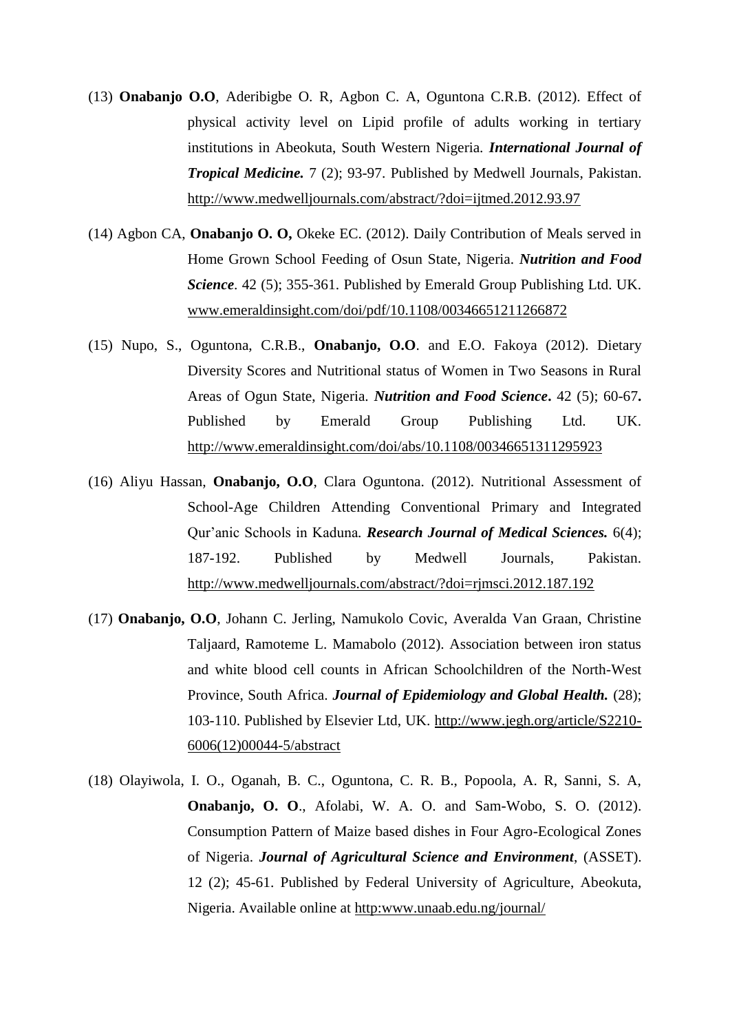(13) **Onabanjo O.O**, Aderibigbe O. R, Agbon C. A, Oguntona C.R.B. (2012). Effect of physical activity level on Lipid profile of adults working in tertiary institutions in Abeokuta, South Western Nigeria. ***International Journal of Tropical Medicine.*** 7 (2); 93-97. Published by Medwell Journals, Pakistan. http://www.medwelljournals.com/abstract/?doi=ijtmed.2012.93.97

(14) Agbon CA, **Onabanjo O. O,** Okeke EC. (2012). Daily Contribution of Meals served in Home Grown School Feeding of Osun State, Nigeria. ***Nutrition and Food Science***. 42 (5); 355-361. Published by Emerald Group Publishing Ltd. UK. www.emeraldinsight.com/doi/pdf/10.1108/00346651211266872

(15) Nupo, S., Oguntona, C.R.B., **Onabanjo, O.O**. and E.O. Fakoya (2012). Dietary Diversity Scores and Nutritional status of Women in Two Seasons in Rural Areas of Ogun State, Nigeria. ***Nutrition and Food Science*.** 42 (5); 60-67**.** Published by Emerald Group Publishing Ltd. UK. http://www.emeraldinsight.com/doi/abs/10.1108/00346651311295923

(16) Aliyu Hassan, **Onabanjo, O.O**, Clara Oguntona. (2012). Nutritional Assessment of School-Age Children Attending Conventional Primary and Integrated Qur'anic Schools in Kaduna*.* ***Research Journal of Medical Sciences.*** 6(4); 187-192. Published by Medwell Journals, Pakistan. http://www.medwelljournals.com/abstract/?doi=rjmsci.2012.187.192

(17) **Onabanjo, O.O**, Johann C. Jerling, Namukolo Covic, Averalda Van Graan, Christine Taljaard, Ramoteme L. Mamabolo (2012). Association between iron status and white blood cell counts in African Schoolchildren of the North-West Province, South Africa. ***Journal of Epidemiology and Global Health.*** (28); 103-110. Published by Elsevier Ltd, UK. http://www.jegh.org/article/S2210-6006(12)00044-5/abstract

(18) Olayiwola, I. O., Oganah, B. C., Oguntona, C. R. B., Popoola, A. R, Sanni, S. A, **Onabanjo, O. O**., Afolabi, W. A. O. and Sam-Wobo, S. O. (2012). Consumption Pattern of Maize based dishes in Four Agro-Ecological Zones of Nigeria. ***Journal of Agricultural Science and Environment***, (ASSET). 12 (2); 45-61. Published by Federal University of Agriculture, Abeokuta, Nigeria. Available online at http:www.unaab.edu.ng/journal/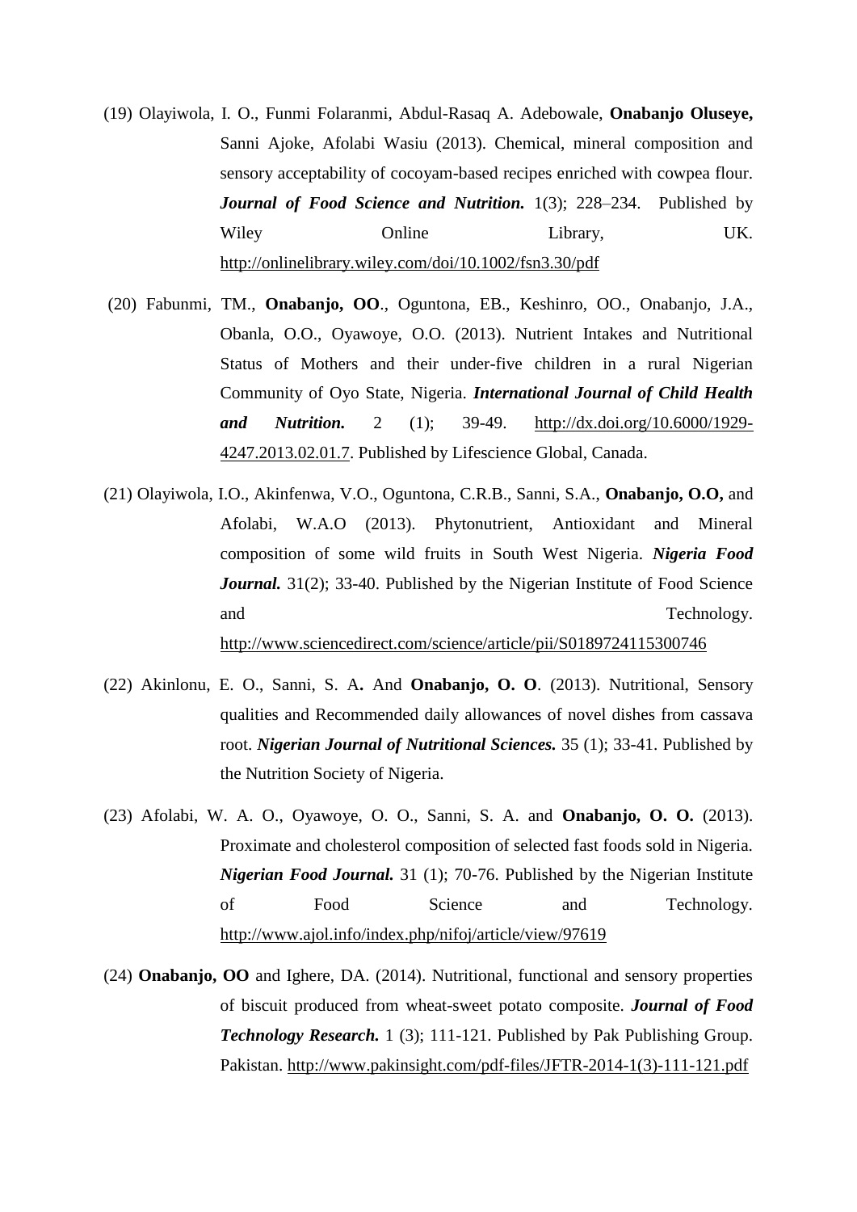(19) Olayiwola, I. O., Funmi Folaranmi, Abdul-Rasaq A. Adebowale, **Onabanjo Oluseye,** Sanni Ajoke, Afolabi Wasiu (2013). Chemical, mineral composition and sensory acceptability of cocoyam-based recipes enriched with cowpea flour. ***Journal of Food Science and Nutrition.*** 1(3); 228–234. Published by Wiley Online Library, UK. http://onlinelibrary.wiley.com/doi/10.1002/fsn3.30/pdf

(20) Fabunmi, TM., **Onabanjo, OO**., Oguntona, EB., Keshinro, OO., Onabanjo, J.A., Obanla, O.O., Oyawoye, O.O. (2013). Nutrient Intakes and Nutritional Status of Mothers and their under-five children in a rural Nigerian Community of Oyo State, Nigeria. ***International Journal of Child Health and Nutrition.*** 2 (1); 39-49. http://dx.doi.org/10.6000/1929-4247.2013.02.01.7. Published by Lifescience Global, Canada.

(21) Olayiwola, I.O., Akinfenwa, V.O., Oguntona, C.R.B., Sanni, S.A., **Onabanjo, O.O,** and Afolabi, W.A.O (2013). Phytonutrient, Antioxidant and Mineral composition of some wild fruits in South West Nigeria. ***Nigeria Food Journal.*** 31(2); 33-40. Published by the Nigerian Institute of Food Science and Technology. http://www.sciencedirect.com/science/article/pii/S0189724115300746

(22) Akinlonu, E. O., Sanni, S. A**.** And **Onabanjo, O. O**. (2013). Nutritional, Sensory qualities and Recommended daily allowances of novel dishes from cassava root. ***Nigerian Journal of Nutritional Sciences.*** 35 (1); 33-41. Published by the Nutrition Society of Nigeria.

(23) Afolabi, W. A. O., Oyawoye, O. O., Sanni, S. A. and **Onabanjo, O. O.** (2013). Proximate and cholesterol composition of selected fast foods sold in Nigeria. ***Nigerian Food Journal.*** 31 (1); 70-76. Published by the Nigerian Institute of Food Science and Technology. http://www.ajol.info/index.php/nifoj/article/view/97619

(24) **Onabanjo, OO** and Ighere, DA. (2014). Nutritional, functional and sensory properties of biscuit produced from wheat-sweet potato composite. ***Journal of Food Technology Research.*** 1 (3); 111-121. Published by Pak Publishing Group. Pakistan. http://www.pakinsight.com/pdf-files/JFTR-2014-1(3)-111-121.pdf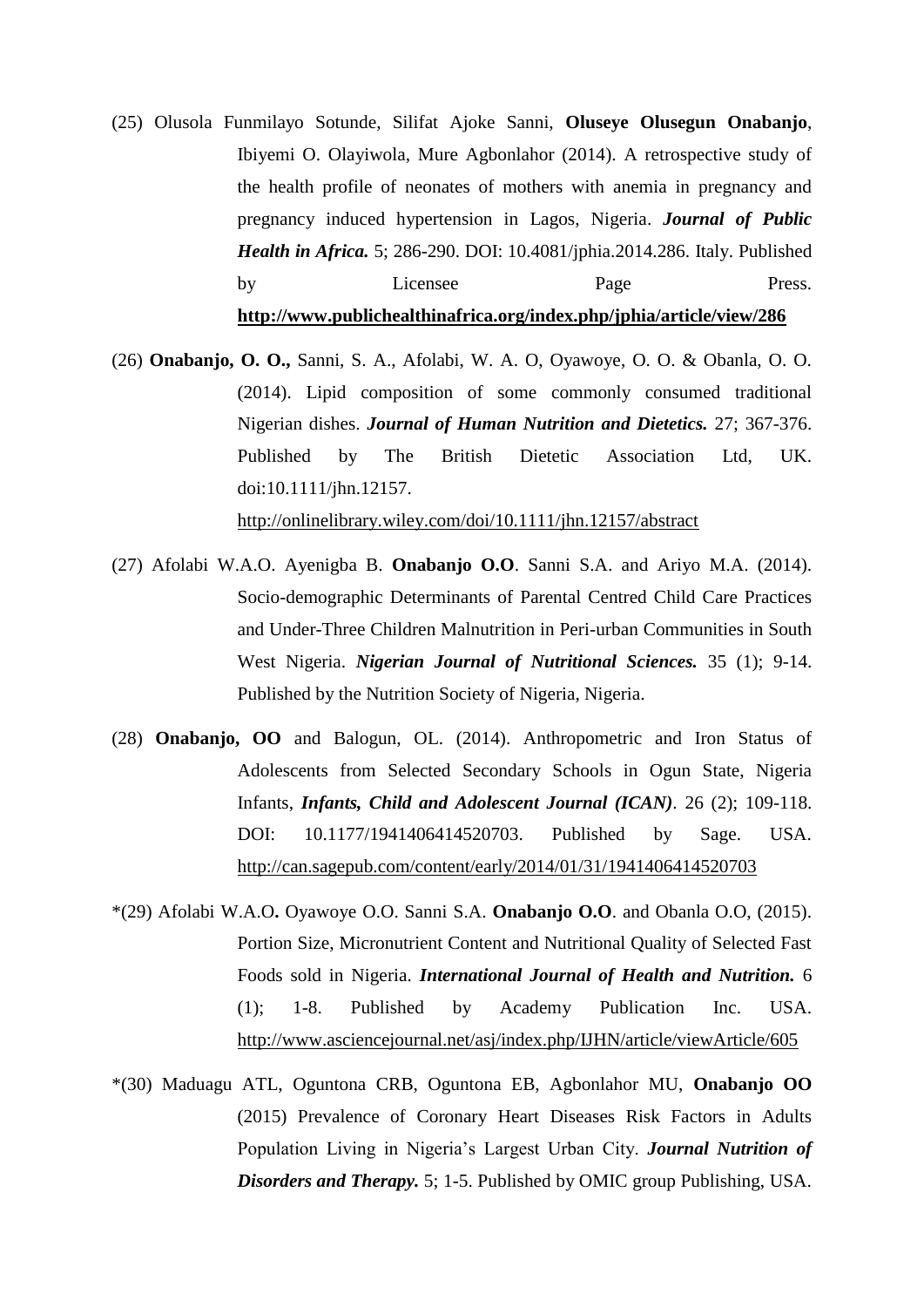(25) Olusola Funmilayo Sotunde, Silifat Ajoke Sanni, **Oluseye Olusegun Onabanjo**, Ibiyemi O. Olayiwola, Mure Agbonlahor (2014). A retrospective study of the health profile of neonates of mothers with anemia in pregnancy and pregnancy induced hypertension in Lagos, Nigeria. ***Journal of Public Health in Africa.*** 5; 286-290. DOI: 10.4081/jphia.2014.286. Italy. Published by Licensee Page Press. **http://www.publichealthinafrica.org/index.php/jphia/article/view/286**

(26) **Onabanjo, O. O.,** Sanni, S. A., Afolabi, W. A. O, Oyawoye, O. O. & Obanla, O. O. (2014). Lipid composition of some commonly consumed traditional Nigerian dishes. ***Journal of Human Nutrition and Dietetics.*** 27; 367-376. Published by The British Dietetic Association Ltd, UK. doi:10.1111/jhn.12157. http://onlinelibrary.wiley.com/doi/10.1111/jhn.12157/abstract

(27) Afolabi W.A.O. Ayenigba B. **Onabanjo O.O**. Sanni S.A. and Ariyo M.A. (2014). Socio-demographic Determinants of Parental Centred Child Care Practices and Under-Three Children Malnutrition in Peri-urban Communities in South West Nigeria. ***Nigerian Journal of Nutritional Sciences.*** 35 (1); 9-14. Published by the Nutrition Society of Nigeria, Nigeria.

(28) **Onabanjo, OO** and Balogun, OL. (2014). Anthropometric and Iron Status of Adolescents from Selected Secondary Schools in Ogun State, Nigeria Infants, ***Infants, Child and Adolescent Journal (ICAN)***. 26 (2); 109-118. DOI: 10.1177/1941406414520703. Published by Sage. USA. http://can.sagepub.com/content/early/2014/01/31/1941406414520703

*(29) Afolabi W.A.O**.** Oyawoye O.O. Sanni S.A. **Onabanjo O.O**. and Obanla O.O, (2015). Portion Size, Micronutrient Content and Nutritional Quality of Selected Fast Foods sold in Nigeria. ***International Journal of Health and Nutrition.*** 6 (1); 1-8. Published by Academy Publication Inc. USA. http://www.asciencejournal.net/asj/index.php/IJHN/article/viewArticle/605

*(30) Maduagu ATL, Oguntona CRB, Oguntona EB, Agbonlahor MU, **Onabanjo OO** (2015) Prevalence of Coronary Heart Diseases Risk Factors in Adults Population Living in Nigeria's Largest Urban City. ***Journal Nutrition of Disorders and Therapy.*** 5; 1-5. Published by OMIC group Publishing, USA.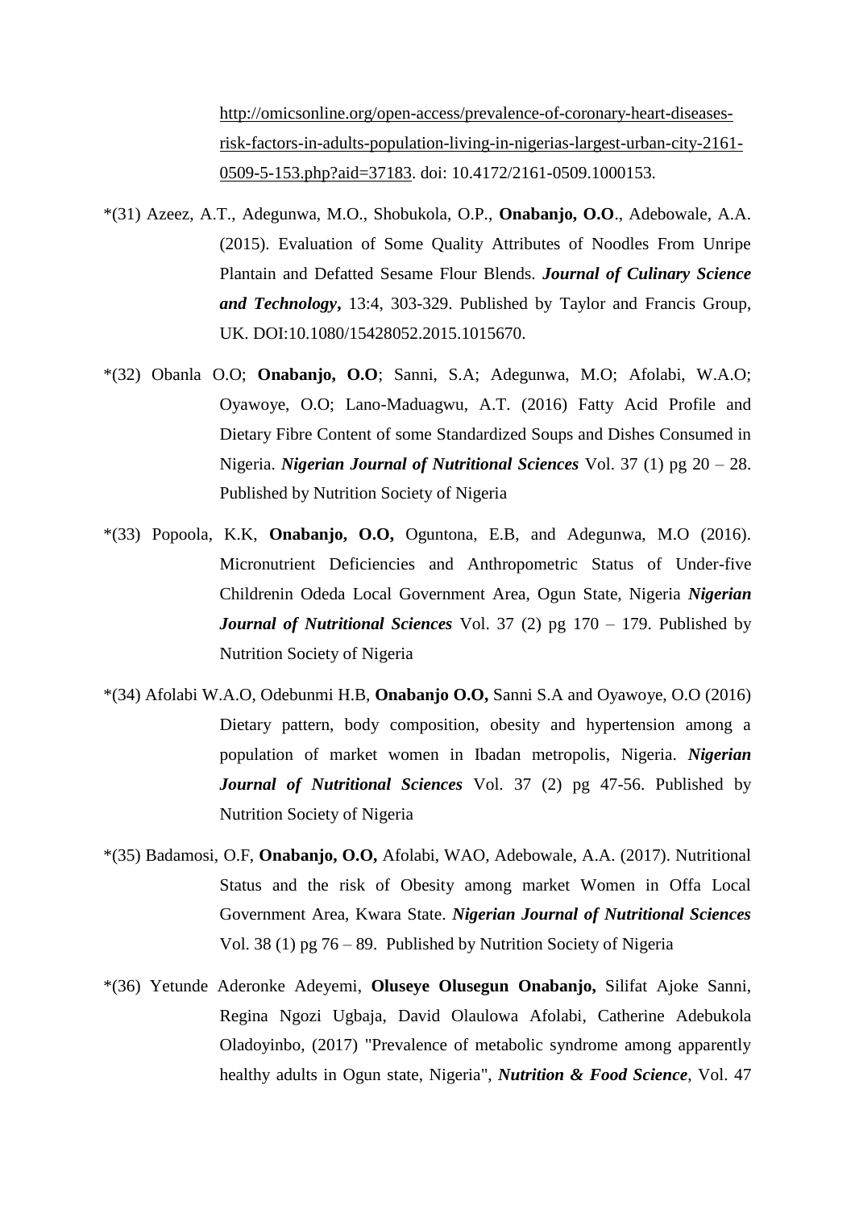http://omicsonline.org/open-access/prevalence-of-coronary-heart-diseases-risk-factors-in-adults-population-living-in-nigerias-largest-urban-city-2161-0509-5-153.php?aid=37183. doi: 10.4172/2161-0509.1000153.

*(31) Azeez, A.T., Adegunwa, M.O., Shobukola, O.P., **Onabanjo, O.O**., Adebowale, A.A. (2015). Evaluation of Some Quality Attributes of Noodles From Unripe Plantain and Defatted Sesame Flour Blends. ***Journal of Culinary Science and Technology***, 13:4, 303-329. Published by Taylor and Francis Group, UK. DOI:10.1080/15428052.2015.1015670.

*(32) Obanla O.O; **Onabanjo, O.O**; Sanni, S.A; Adegunwa, M.O; Afolabi, W.A.O; Oyawoye, O.O; Lano-Maduagwu, A.T. (2016) Fatty Acid Profile and Dietary Fibre Content of some Standardized Soups and Dishes Consumed in Nigeria. ***Nigerian Journal of Nutritional Sciences*** Vol. 37 (1) pg 20 – 28. Published by Nutrition Society of Nigeria

*(33) Popoola, K.K, **Onabanjo, O.O,** Oguntona, E.B, and Adegunwa, M.O (2016). Micronutrient Deficiencies and Anthropometric Status of Under-five Childrenin Odeda Local Government Area, Ogun State, Nigeria ***Nigerian Journal of Nutritional Sciences*** Vol. 37 (2) pg 170 – 179. Published by Nutrition Society of Nigeria

*(34) Afolabi W.A.O, Odebunmi H.B, **Onabanjo O.O,** Sanni S.A and Oyawoye, O.O (2016) Dietary pattern, body composition, obesity and hypertension among a population of market women in Ibadan metropolis, Nigeria. ***Nigerian Journal of Nutritional Sciences*** Vol. 37 (2) pg 47-56. Published by Nutrition Society of Nigeria

*(35) Badamosi, O.F, **Onabanjo, O.O,** Afolabi, WAO, Adebowale, A.A. (2017). Nutritional Status and the risk of Obesity among market Women in Offa Local Government Area, Kwara State. ***Nigerian Journal of Nutritional Sciences*** Vol. 38 (1) pg 76 – 89. Published by Nutrition Society of Nigeria

*(36) Yetunde Aderonke Adeyemi, **Oluseye Olusegun Onabanjo,** Silifat Ajoke Sanni, Regina Ngozi Ugbaja, David Olaulowa Afolabi, Catherine Adebukola Oladoyinbo, (2017) "Prevalence of metabolic syndrome among apparently healthy adults in Ogun state, Nigeria", ***Nutrition & Food Science***, Vol. 47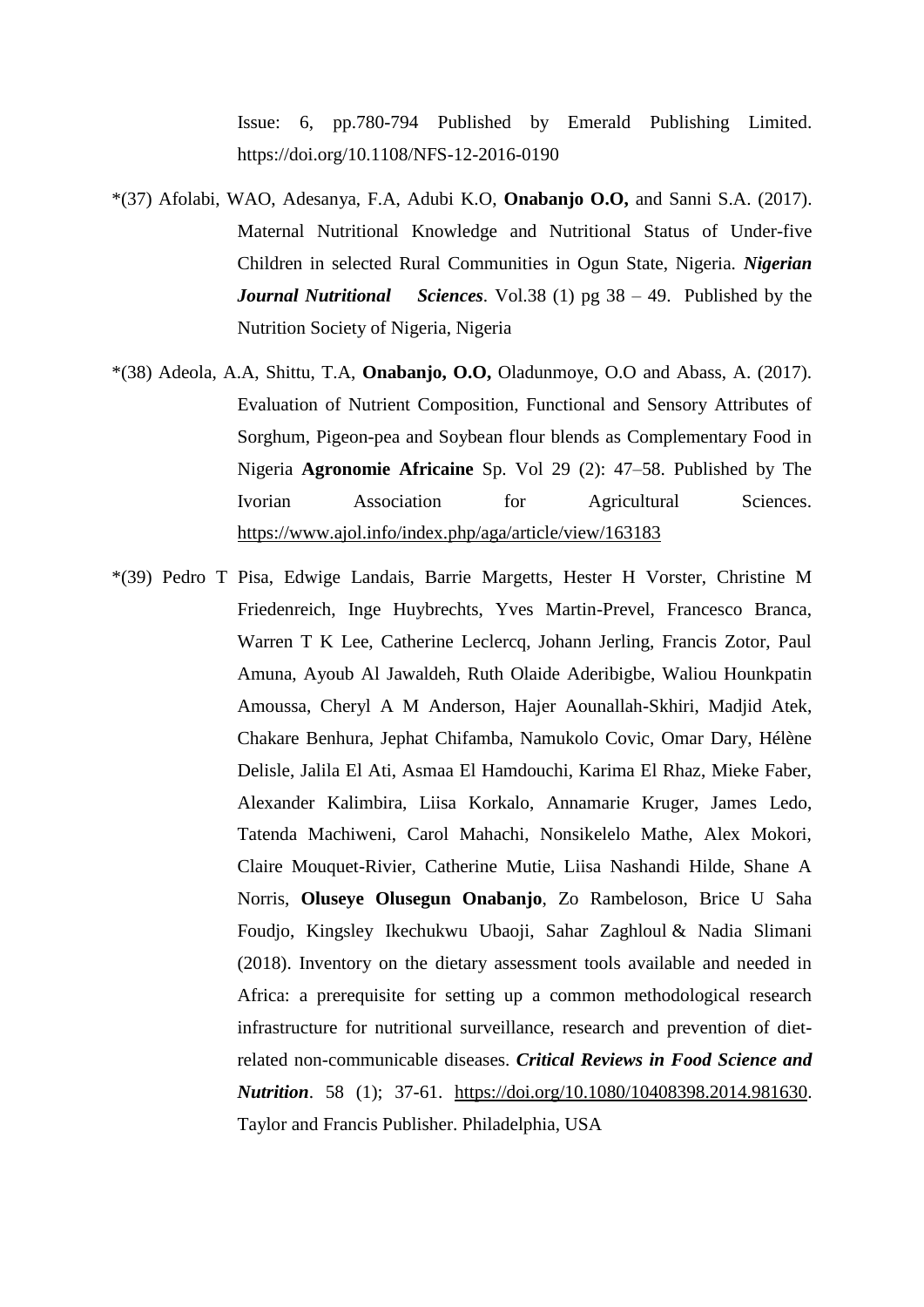Issue: 6, pp.780-794 Published by Emerald Publishing Limited. https://doi.org/10.1108/NFS-12-2016-0190

*(37) Afolabi, WAO, Adesanya, F.A, Adubi K.O, **Onabanjo O.O,** and Sanni S.A. (2017). Maternal Nutritional Knowledge and Nutritional Status of Under-five Children in selected Rural Communities in Ogun State, Nigeria. ***Nigerian Journal Nutritional Sciences***. Vol.38 (1) pg 38 – 49. Published by the Nutrition Society of Nigeria, Nigeria

*(38) Adeola, A.A, Shittu, T.A, **Onabanjo, O.O,** Oladunmoye, O.O and Abass, A. (2017). Evaluation of Nutrient Composition, Functional and Sensory Attributes of Sorghum, Pigeon-pea and Soybean flour blends as Complementary Food in Nigeria **Agronomie Africaine** Sp. Vol 29 (2): 47–58. Published by The Ivorian Association for Agricultural Sciences. https://www.ajol.info/index.php/aga/article/view/163183

*(39) Pedro T Pisa, Edwige Landais, Barrie Margetts, Hester H Vorster, Christine M Friedenreich, Inge Huybrechts, Yves Martin-Prevel, Francesco Branca, Warren T K Lee, Catherine Leclercq, Johann Jerling, Francis Zotor, Paul Amuna, Ayoub Al Jawaldeh, Ruth Olaide Aderibigbe, Waliou Hounkpatin Amoussa, Cheryl A M Anderson, Hajer Aounallah-Skhiri, Madjid Atek, Chakare Benhura, Jephat Chifamba, Namukolo Covic, Omar Dary, Hélène Delisle, Jalila El Ati, Asmaa El Hamdouchi, Karima El Rhaz, Mieke Faber, Alexander Kalimbira, Liisa Korkalo, Annamarie Kruger, James Ledo, Tatenda Machiweni, Carol Mahachi, Nonsikelelo Mathe, Alex Mokori, Claire Mouquet-Rivier, Catherine Mutie, Liisa Nashandi Hilde, Shane A Norris, **Oluseye Olusegun Onabanjo**, Zo Rambeloson, Brice U Saha Foudjo, Kingsley Ikechukwu Ubaoji, Sahar Zaghloul & Nadia Slimani (2018). Inventory on the dietary assessment tools available and needed in Africa: a prerequisite for setting up a common methodological research infrastructure for nutritional surveillance, research and prevention of diet-related non-communicable diseases. ***Critical Reviews in Food Science and Nutrition***. 58 (1); 37-61. https://doi.org/10.1080/10408398.2014.981630. Taylor and Francis Publisher. Philadelphia, USA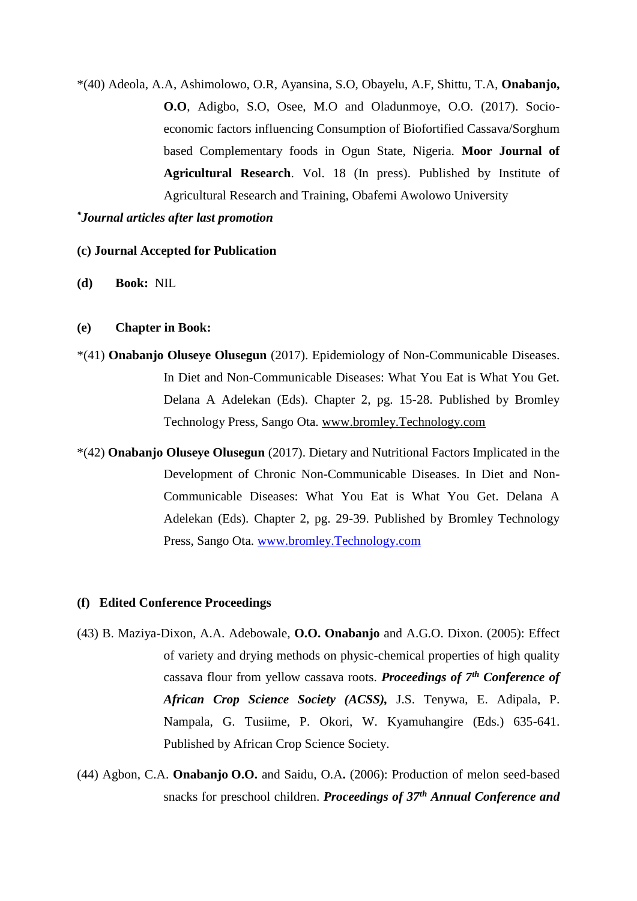*(40) Adeola, A.A, Ashimolowo, O.R, Ayansina, S.O, Obayelu, A.F, Shittu, T.A, **Onabanjo, O.O**, Adigbo, S.O, Osee, M.O and Oladunmoye, O.O. (2017). Socio-economic factors influencing Consumption of Biofortified Cassava/Sorghum based Complementary foods in Ogun State, Nigeria. **Moor Journal of Agricultural Research**. Vol. 18 (In press). Published by Institute of Agricultural Research and Training, Obafemi Awolowo University

**\****Journal articles after last promotion***

**(c) Journal Accepted for Publication**

**(d) Book:** NIL

**(e) Chapter in Book:**

*(41) **Onabanjo Oluseye Olusegun** (2017). Epidemiology of Non-Communicable Diseases. In Diet and Non-Communicable Diseases: What You Eat is What You Get. Delana A Adelekan (Eds). Chapter 2, pg. 15-28. Published by Bromley Technology Press, Sango Ota. www.bromley.Technology.com

*(42) **Onabanjo Oluseye Olusegun** (2017). Dietary and Nutritional Factors Implicated in the Development of Chronic Non-Communicable Diseases. In Diet and Non-Communicable Diseases: What You Eat is What You Get. Delana A Adelekan (Eds). Chapter 2, pg. 29-39. Published by Bromley Technology Press, Sango Ota. www.bromley.Technology.com

**(f) Edited Conference Proceedings**

(43) B. Maziya-Dixon, A.A. Adebowale, **O.O. Onabanjo** and A.G.O. Dixon. (2005): Effect of variety and drying methods on physic-chemical properties of high quality cassava flour from yellow cassava roots. ***Proceedings of 7th Conference of African Crop Science Society (ACSS),*** J.S. Tenywa, E. Adipala, P. Nampala, G. Tusiime, P. Okori, W. Kyamuhangire (Eds.) 635-641. Published by African Crop Science Society.

(44) Agbon, C.A. **Onabanjo O.O.** and Saidu, O.A**.** (2006): Production of melon seed-based snacks for preschool children. ***Proceedings of 37th Annual Conference and***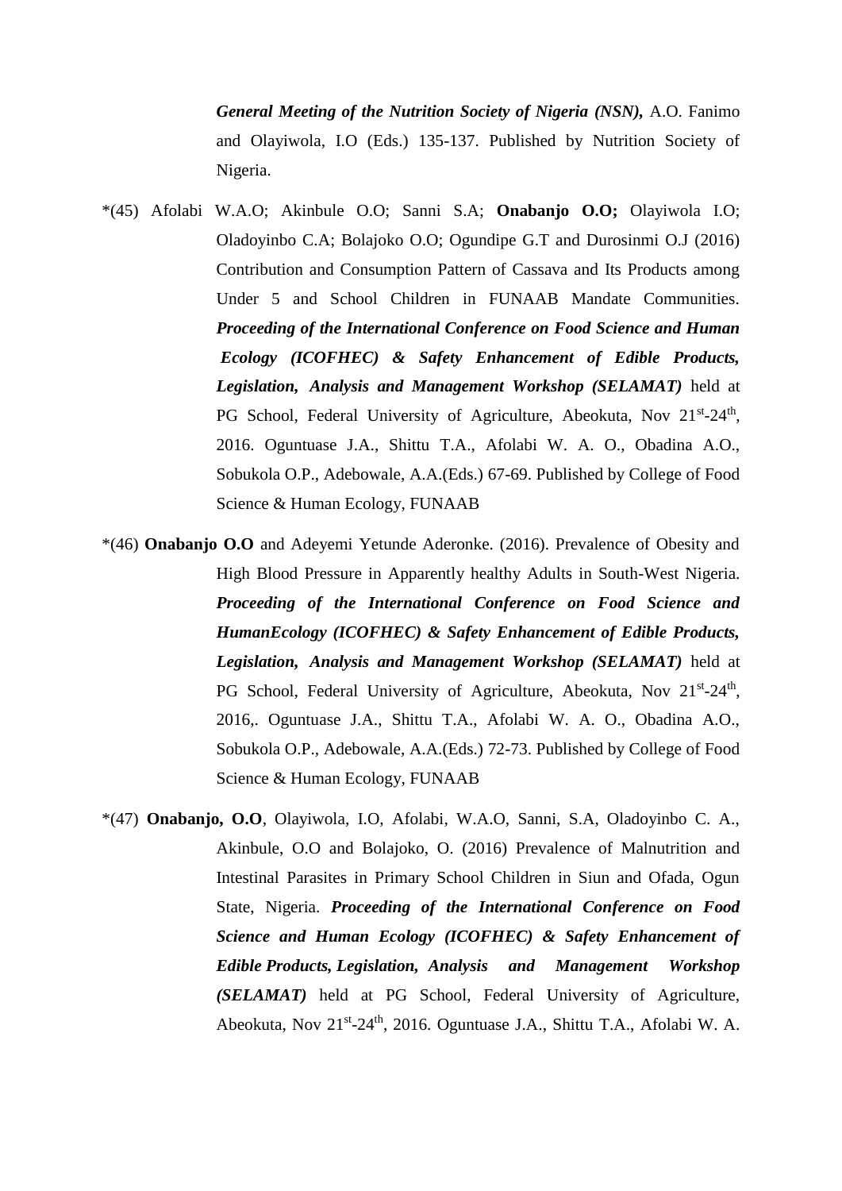***General Meeting of the Nutrition Society of Nigeria (NSN),*** A.O. Fanimo and Olayiwola, I.O (Eds.) 135-137. Published by Nutrition Society of Nigeria.

*(45) Afolabi W.A.O; Akinbule O.O; Sanni S.A; **Onabanjo O.O;** Olayiwola I.O; Oladoyinbo C.A; Bolajoko O.O; Ogundipe G.T and Durosinmi O.J (2016) Contribution and Consumption Pattern of Cassava and Its Products among Under 5 and School Children in FUNAAB Mandate Communities. ***Proceeding of the International Conference on Food Science and Human Ecology (ICOFHEC) & Safety Enhancement of Edible Products, Legislation, Analysis and Management Workshop (SELAMAT)*** held at PG School, Federal University of Agriculture, Abeokuta, Nov 21st-24th, 2016. Oguntuase J.A., Shittu T.A., Afolabi W. A. O., Obadina A.O., Sobukola O.P., Adebowale, A.A.(Eds.) 67-69. Published by College of Food Science & Human Ecology, FUNAAB

*(46) **Onabanjo O.O** and Adeyemi Yetunde Aderonke. (2016). Prevalence of Obesity and High Blood Pressure in Apparently healthy Adults in South-West Nigeria. ***Proceeding of the International Conference on Food Science and HumanEcology (ICOFHEC) & Safety Enhancement of Edible Products, Legislation, Analysis and Management Workshop (SELAMAT)*** held at PG School, Federal University of Agriculture, Abeokuta, Nov 21st-24th, 2016,. Oguntuase J.A., Shittu T.A., Afolabi W. A. O., Obadina A.O., Sobukola O.P., Adebowale, A.A.(Eds.) 72-73. Published by College of Food Science & Human Ecology, FUNAAB

*(47) **Onabanjo, O.O**, Olayiwola, I.O, Afolabi, W.A.O, Sanni, S.A, Oladoyinbo C. A., Akinbule, O.O and Bolajoko, O. (2016) Prevalence of Malnutrition and Intestinal Parasites in Primary School Children in Siun and Ofada, Ogun State, Nigeria. ***Proceeding of the International Conference on Food Science and Human Ecology (ICOFHEC) & Safety Enhancement of Edible Products, Legislation, Analysis and Management Workshop (SELAMAT)*** held at PG School, Federal University of Agriculture, Abeokuta, Nov 21st-24th, 2016. Oguntuase J.A., Shittu T.A., Afolabi W. A.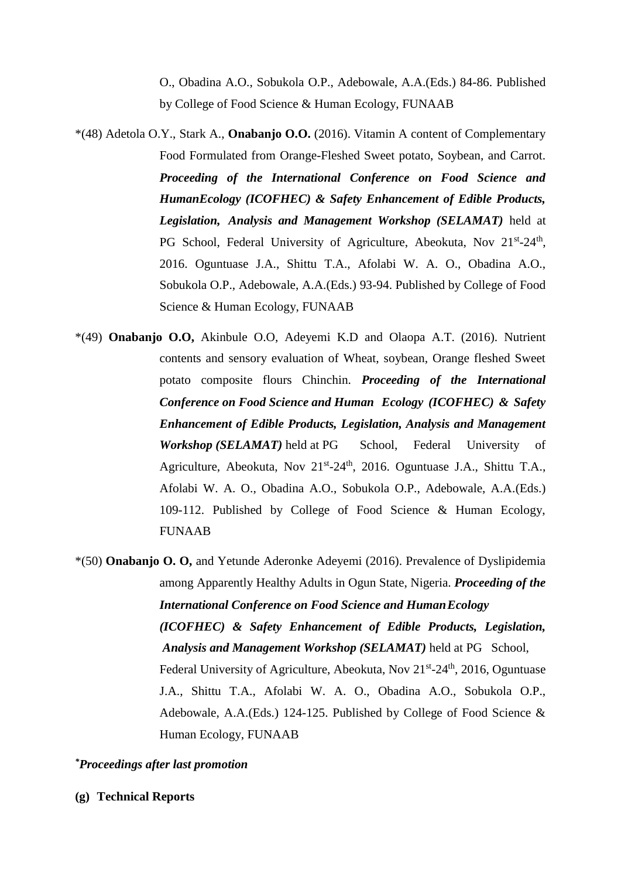O., Obadina A.O., Sobukola O.P., Adebowale, A.A.(Eds.) 84-86. Published by College of Food Science & Human Ecology, FUNAAB

*(48) Adetola O.Y., Stark A., **Onabanjo O.O.** (2016). Vitamin A content of Complementary Food Formulated from Orange-Fleshed Sweet potato, Soybean, and Carrot. ***Proceeding of the International Conference on Food Science and HumanEcology (ICOFHEC) & Safety Enhancement of Edible Products, Legislation, Analysis and Management Workshop (SELAMAT)*** held at PG School, Federal University of Agriculture, Abeokuta, Nov 21st-24th, 2016. Oguntuase J.A., Shittu T.A., Afolabi W. A. O., Obadina A.O., Sobukola O.P., Adebowale, A.A.(Eds.) 93-94. Published by College of Food Science & Human Ecology, FUNAAB

*(49) **Onabanjo O.O,** Akinbule O.O, Adeyemi K.D and Olaopa A.T. (2016). Nutrient contents and sensory evaluation of Wheat, soybean, Orange fleshed Sweet potato composite flours Chinchin. ***Proceeding of the International Conference on Food Science and Human Ecology (ICOFHEC) & Safety Enhancement of Edible Products, Legislation, Analysis and Management Workshop (SELAMAT)*** held at PG School, Federal University of Agriculture, Abeokuta, Nov 21st-24th, 2016. Oguntuase J.A., Shittu T.A., Afolabi W. A. O., Obadina A.O., Sobukola O.P., Adebowale, A.A.(Eds.) 109-112. Published by College of Food Science & Human Ecology, FUNAAB

*(50) **Onabanjo O. O,** and Yetunde Aderonke Adeyemi (2016). Prevalence of Dyslipidemia among Apparently Healthy Adults in Ogun State, Nigeria. ***Proceeding of the International Conference on Food Science and HumanEcology (ICOFHEC) & Safety Enhancement of Edible Products, Legislation, Analysis and Management Workshop (SELAMAT)*** held at PG School, Federal University of Agriculture, Abeokuta, Nov 21st-24th, 2016, Oguntuase J.A., Shittu T.A., Afolabi W. A. O., Obadina A.O., Sobukola O.P., Adebowale, A.A.(Eds.) 124-125. Published by College of Food Science & Human Ecology, FUNAAB

****Proceedings after last promotion***

**(g) Technical Reports**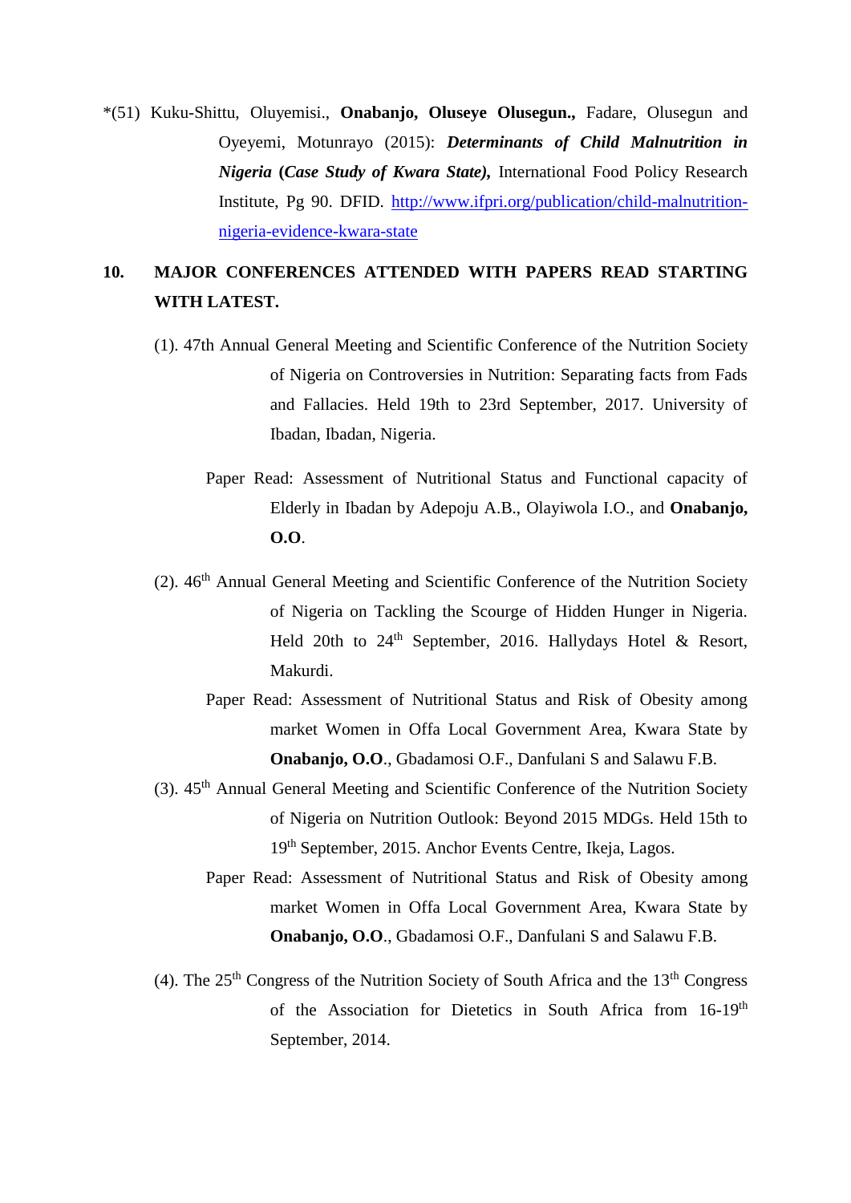*(51) Kuku-Shittu, Oluyemisi., **Onabanjo, Oluseye Olusegun.,** Fadare, Olusegun and Oyeyemi, Motunrayo (2015): ***Determinants of Child Malnutrition in Nigeria (Case Study of Kwara State),*** International Food Policy Research Institute, Pg 90. DFID. [http://www.ifpri.org/publication/child-malnutrition-nigeria-evidence-kwara-state](http://www.ifpri.org/publication/child-malnutrition-nigeria-evidence-kwara-state)

## 10. MAJOR CONFERENCES ATTENDED WITH PAPERS READ STARTING WITH LATEST.

(1). 47th Annual General Meeting and Scientific Conference of the Nutrition Society of Nigeria on Controversies in Nutrition: Separating facts from Fads and Fallacies. Held 19th to 23rd September, 2017. University of Ibadan, Ibadan, Nigeria.

Paper Read: Assessment of Nutritional Status and Functional capacity of Elderly in Ibadan by Adepoju A.B., Olayiwola I.O., and **Onabanjo, O.O**.

(2). 46th Annual General Meeting and Scientific Conference of the Nutrition Society of Nigeria on Tackling the Scourge of Hidden Hunger in Nigeria. Held 20th to 24th September, 2016. Hallydays Hotel & Resort, Makurdi.

Paper Read: Assessment of Nutritional Status and Risk of Obesity among market Women in Offa Local Government Area, Kwara State by **Onabanjo, O.O**., Gbadamosi O.F., Danfulani S and Salawu F.B.

(3). 45th Annual General Meeting and Scientific Conference of the Nutrition Society of Nigeria on Nutrition Outlook: Beyond 2015 MDGs. Held 15th to 19th September, 2015. Anchor Events Centre, Ikeja, Lagos.

Paper Read: Assessment of Nutritional Status and Risk of Obesity among market Women in Offa Local Government Area, Kwara State by **Onabanjo, O.O**., Gbadamosi O.F., Danfulani S and Salawu F.B.

(4). The 25th Congress of the Nutrition Society of South Africa and the 13th Congress of the Association for Dietetics in South Africa from 16-19th September, 2014.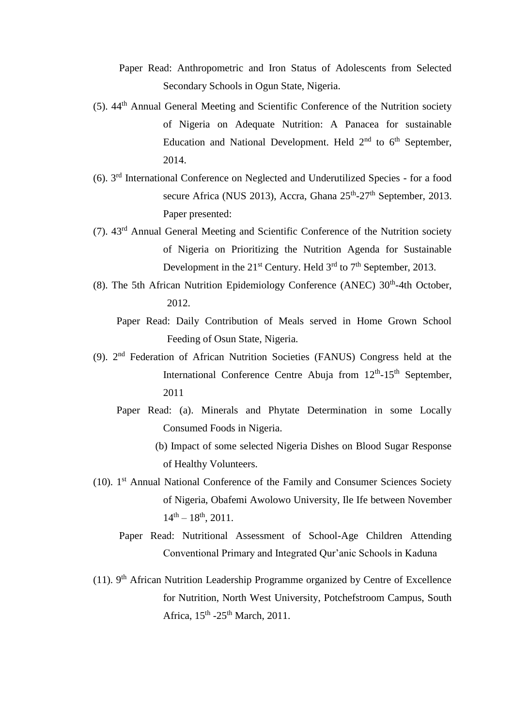Paper Read: Anthropometric and Iron Status of Adolescents from Selected Secondary Schools in Ogun State, Nigeria.

(5). 44th Annual General Meeting and Scientific Conference of the Nutrition society of Nigeria on Adequate Nutrition: A Panacea for sustainable Education and National Development. Held 2nd to 6th September, 2014.

(6). 3rd International Conference on Neglected and Underutilized Species - for a food secure Africa (NUS 2013), Accra, Ghana 25th-27th September, 2013. Paper presented:

(7). 43rd Annual General Meeting and Scientific Conference of the Nutrition society of Nigeria on Prioritizing the Nutrition Agenda for Sustainable Development in the 21st Century. Held 3rd to 7th September, 2013.

(8). The 5th African Nutrition Epidemiology Conference (ANEC) 30th-4th October, 2012.

Paper Read: Daily Contribution of Meals served in Home Grown School Feeding of Osun State, Nigeria.

(9). 2nd Federation of African Nutrition Societies (FANUS) Congress held at the International Conference Centre Abuja from 12th-15th September, 2011

Paper Read: (a). Minerals and Phytate Determination in some Locally Consumed Foods in Nigeria.

(b) Impact of some selected Nigeria Dishes on Blood Sugar Response of Healthy Volunteers.

(10). 1st Annual National Conference of the Family and Consumer Sciences Society of Nigeria, Obafemi Awolowo University, Ile Ife between November 14th – 18th, 2011.

Paper Read: Nutritional Assessment of School-Age Children Attending Conventional Primary and Integrated Qur'anic Schools in Kaduna

(11). 9th African Nutrition Leadership Programme organized by Centre of Excellence for Nutrition, North West University, Potchefstroom Campus, South Africa, 15th -25th March, 2011.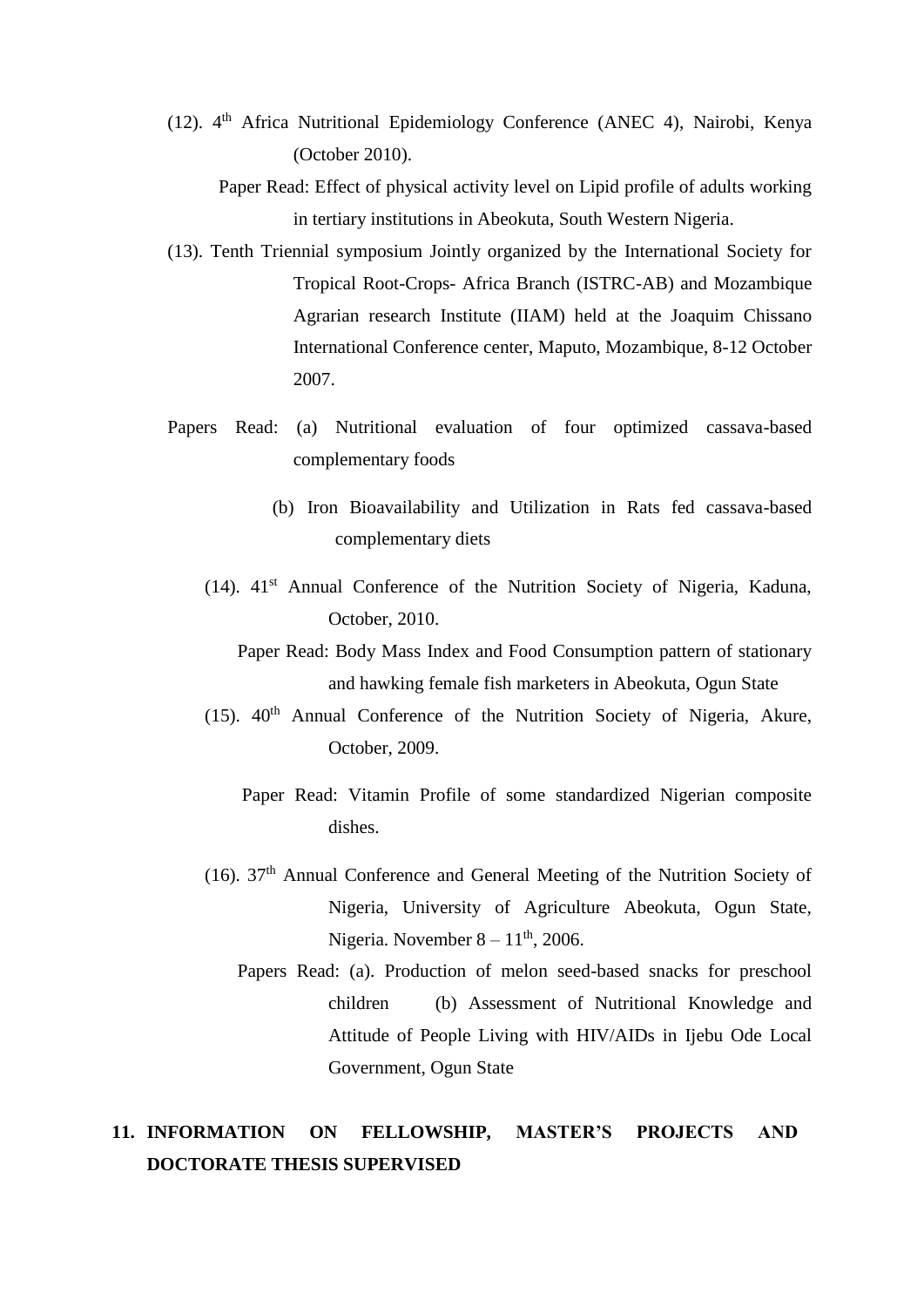(12). 4th Africa Nutritional Epidemiology Conference (ANEC 4), Nairobi, Kenya (October 2010).

Paper Read: Effect of physical activity level on Lipid profile of adults working in tertiary institutions in Abeokuta, South Western Nigeria.

(13). Tenth Triennial symposium Jointly organized by the International Society for Tropical Root-Crops- Africa Branch (ISTRC-AB) and Mozambique Agrarian research Institute (IIAM) held at the Joaquim Chissano International Conference center, Maputo, Mozambique, 8-12 October 2007.

Papers Read: (a) Nutritional evaluation of four optimized cassava-based complementary foods

(b) Iron Bioavailability and Utilization in Rats fed cassava-based complementary diets

(14). 41st Annual Conference of the Nutrition Society of Nigeria, Kaduna, October, 2010.

Paper Read: Body Mass Index and Food Consumption pattern of stationary and hawking female fish marketers in Abeokuta, Ogun State

(15). 40th Annual Conference of the Nutrition Society of Nigeria, Akure, October, 2009.

Paper Read: Vitamin Profile of some standardized Nigerian composite dishes.

(16). 37th Annual Conference and General Meeting of the Nutrition Society of Nigeria, University of Agriculture Abeokuta, Ogun State, Nigeria. November 8 – 11th, 2006.

Papers Read: (a). Production of melon seed-based snacks for preschool children (b) Assessment of Nutritional Knowledge and Attitude of People Living with HIV/AIDs in Ijebu Ode Local Government, Ogun State

## 11. INFORMATION ON FELLOWSHIP, MASTER'S PROJECTS AND DOCTORATE THESIS SUPERVISED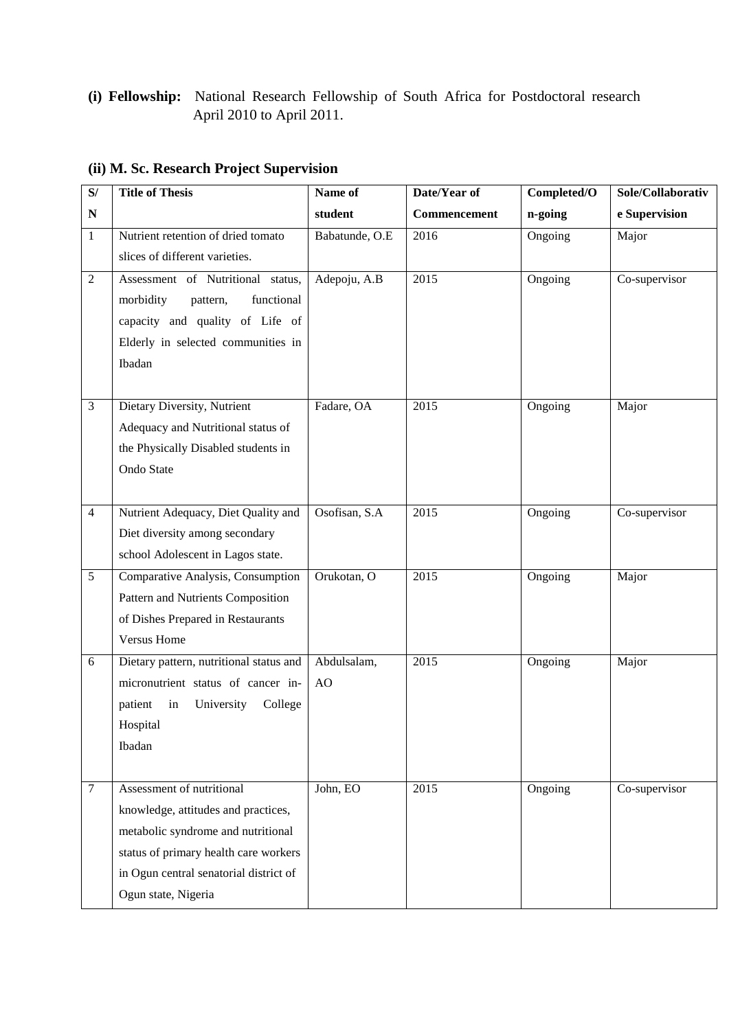**(i) Fellowship:** National Research Fellowship of South Africa for Postdoctoral research April 2010 to April 2011.

**(ii) M. Sc. Research Project Supervision**

| S/N | Title of Thesis | Name of student | Date/Year of Commencement | Completed/On-going | Sole/Collaborative Supervision |
|---|---|---|---|---|---|
| 1 | Nutrient retention of dried tomato slices of different varieties. | Babatunde, O.E | 2016 | Ongoing | Major |
| 2 | Assessment of Nutritional status, morbidity pattern, functional capacity and quality of Life of Elderly in selected communities in Ibadan | Adepoju, A.B | 2015 | Ongoing | Co-supervisor |
| 3 | Dietary Diversity, Nutrient Adequacy and Nutritional status of the Physically Disabled students in Ondo State | Fadare, OA | 2015 | Ongoing | Major |
| 4 | Nutrient Adequacy, Diet Quality and Diet diversity among secondary school Adolescent in Lagos state. | Osofisan, S.A | 2015 | Ongoing | Co-supervisor |
| 5 | Comparative Analysis, Consumption Pattern and Nutrients Composition of Dishes Prepared in Restaurants Versus Home | Orukotan, O | 2015 | Ongoing | Major |
| 6 | Dietary pattern, nutritional status and micronutrient status of cancer in-patient in University College Hospital Ibadan | Abdulsalam, AO | 2015 | Ongoing | Major |
| 7 | Assessment of nutritional knowledge, attitudes and practices, metabolic syndrome and nutritional status of primary health care workers in Ogun central senatorial district of Ogun state, Nigeria | John, EO | 2015 | Ongoing | Co-supervisor |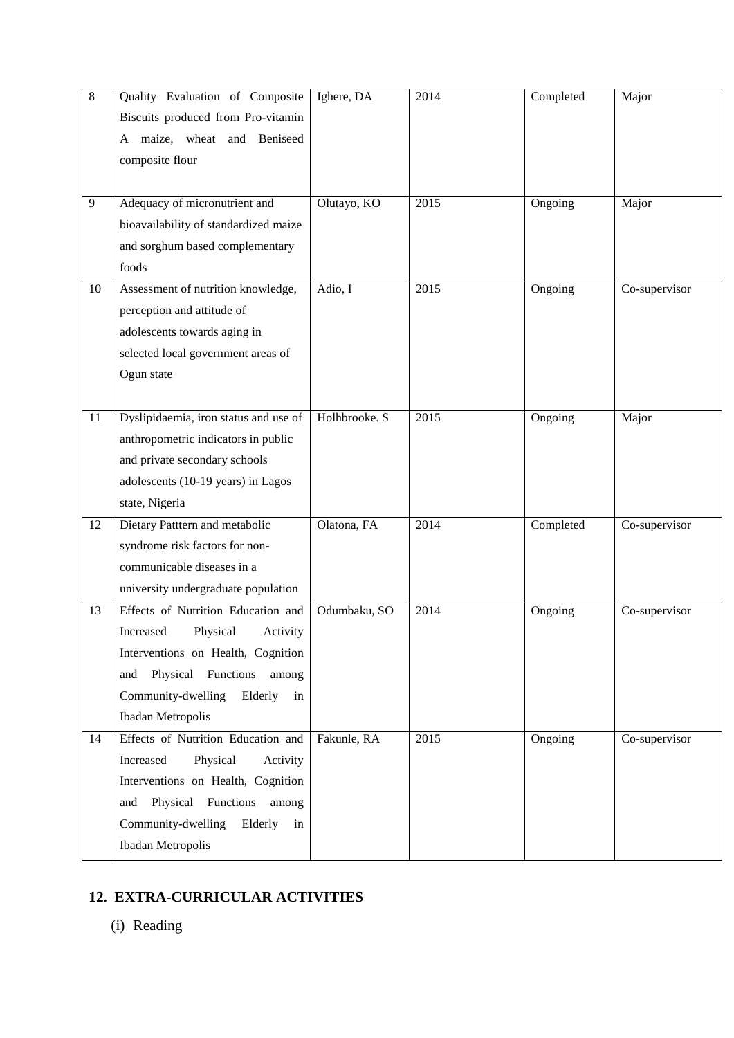| 8 | Quality Evaluation of Composite Biscuits produced from Pro-vitamin A maize, wheat and Beniseed composite flour | Ighere, DA | 2014 | Completed | Major |
|---|---|---|---|---|---|
| 9 | Adequacy of micronutrient and bioavailability of standardized maize and sorghum based complementary foods | Olutayo, KO | 2015 | Ongoing | Major |
| 10 | Assessment of nutrition knowledge, perception and attitude of adolescents towards aging in selected local government areas of Ogun state | Adio, I | 2015 | Ongoing | Co-supervisor |
| 11 | Dyslipidaemia, iron status and use of anthropometric indicators in public and private secondary schools adolescents (10-19 years) in Lagos state, Nigeria | Holhbrooke. S | 2015 | Ongoing | Major |
| 12 | Dietary Patttern and metabolic syndrome risk factors for non-communicable diseases in a university undergraduate population | Olatona, FA | 2014 | Completed | Co-supervisor |
| 13 | Effects of Nutrition Education and Increased Physical Activity Interventions on Health, Cognition and Physical Functions among Community-dwelling Elderly in Ibadan Metropolis | Odumbaku, SO | 2014 | Ongoing | Co-supervisor |
| 14 | Effects of Nutrition Education and Increased Physical Activity Interventions on Health, Cognition and Physical Functions among Community-dwelling Elderly in Ibadan Metropolis | Fakunle, RA | 2015 | Ongoing | Co-supervisor |

## 12. EXTRA-CURRICULAR ACTIVITIES

(i) Reading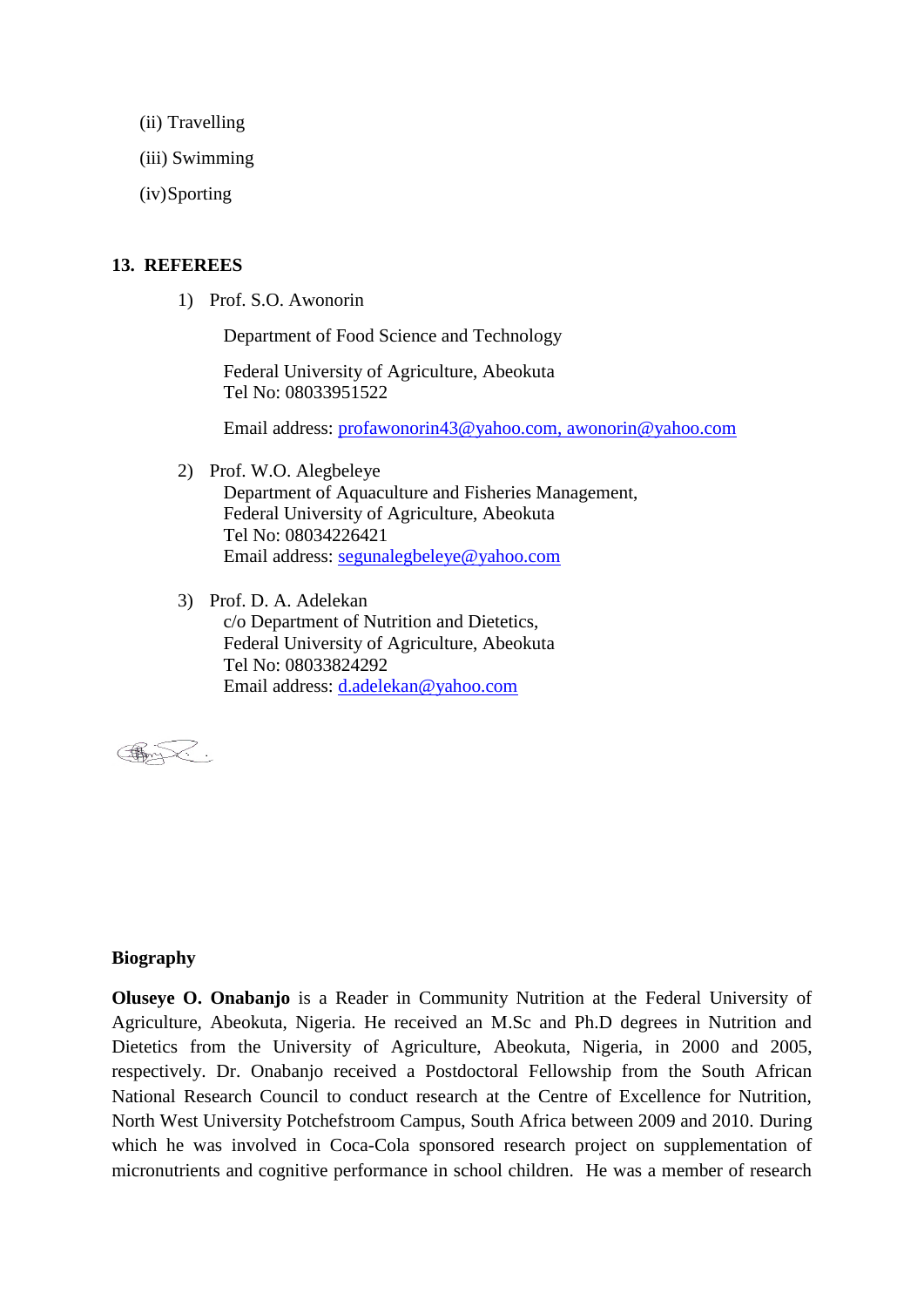(ii) Travelling

(iii) Swimming

(iv) Sporting

## 13. REFEREES

1) Prof. S.O. Awonorin

   Department of Food Science and Technology

   Federal University of Agriculture, Abeokuta
   Tel No: 08033951522

   Email address: profawonorin43@yahoo.com, awonorin@yahoo.com

2) Prof. W.O. Alegbeleye
   Department of Aquaculture and Fisheries Management,
   Federal University of Agriculture, Abeokuta
   Tel No: 08034226421
   Email address: segunalegbeleye@yahoo.com

3) Prof. D. A. Adelekan
   c/o Department of Nutrition and Dietetics,
   Federal University of Agriculture, Abeokuta
   Tel No: 08033824292
   Email address: d.adelekan@yahoo.com

**Biography**

**Oluseye O. Onabanjo** is a Reader in Community Nutrition at the Federal University of Agriculture, Abeokuta, Nigeria. He received an M.Sc and Ph.D degrees in Nutrition and Dietetics from the University of Agriculture, Abeokuta, Nigeria, in 2000 and 2005, respectively. Dr. Onabanjo received a Postdoctoral Fellowship from the South African National Research Council to conduct research at the Centre of Excellence for Nutrition, North West University Potchefstroom Campus, South Africa between 2009 and 2010. During which he was involved in Coca-Cola sponsored research project on supplementation of micronutrients and cognitive performance in school children. He was a member of research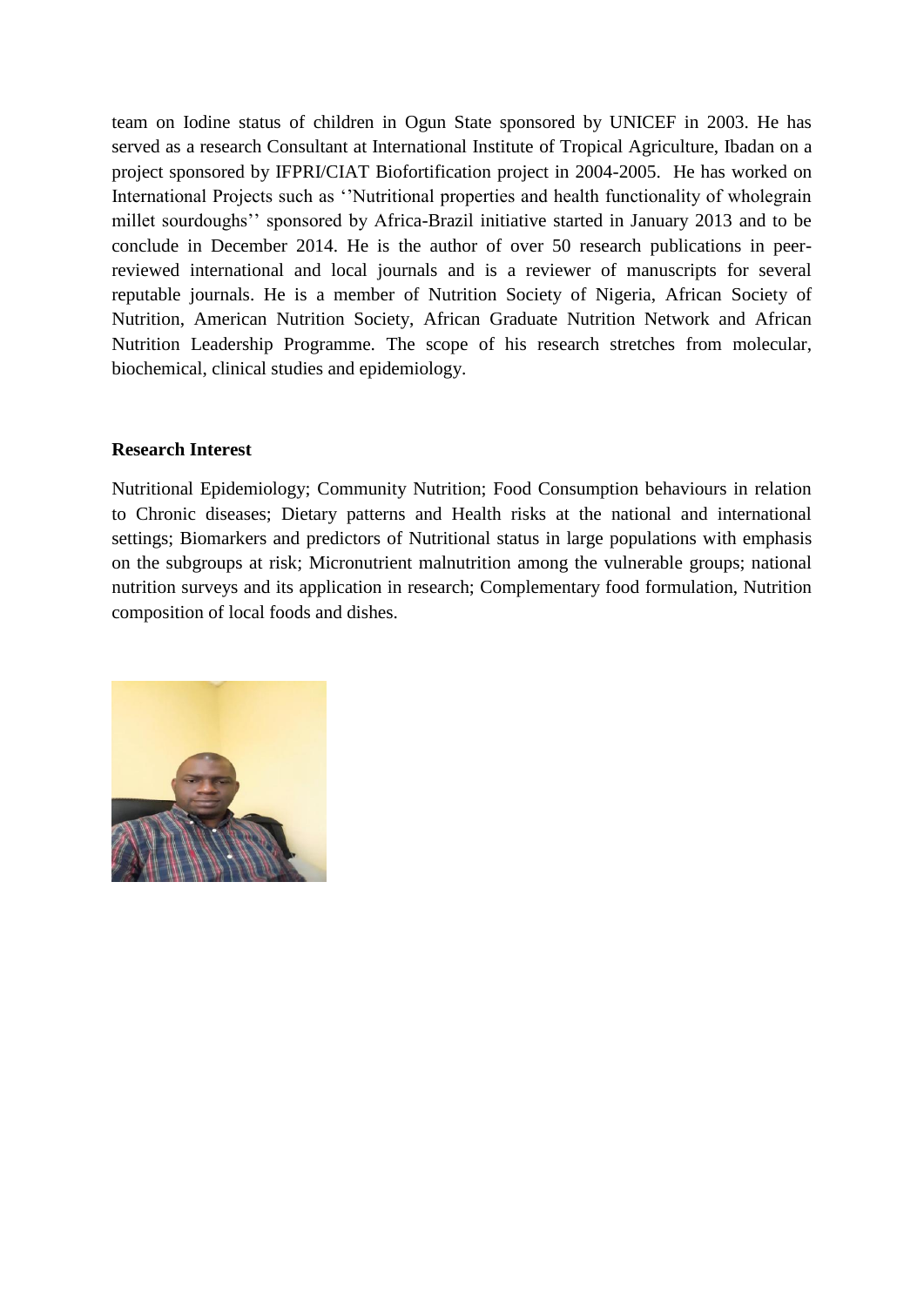team on Iodine status of children in Ogun State sponsored by UNICEF in 2003. He has served as a research Consultant at International Institute of Tropical Agriculture, Ibadan on a project sponsored by IFPRI/CIAT Biofortification project in 2004-2005. He has worked on International Projects such as ‘’Nutritional properties and health functionality of wholegrain millet sourdoughs’’ sponsored by Africa-Brazil initiative started in January 2013 and to be conclude in December 2014. He is the author of over 50 research publications in peer-reviewed international and local journals and is a reviewer of manuscripts for several reputable journals. He is a member of Nutrition Society of Nigeria, African Society of Nutrition, American Nutrition Society, African Graduate Nutrition Network and African Nutrition Leadership Programme. The scope of his research stretches from molecular, biochemical, clinical studies and epidemiology.

**Research Interest**

Nutritional Epidemiology; Community Nutrition; Food Consumption behaviours in relation to Chronic diseases; Dietary patterns and Health risks at the national and international settings; Biomarkers and predictors of Nutritional status in large populations with emphasis on the subgroups at risk; Micronutrient malnutrition among the vulnerable groups; national nutrition surveys and its application in research; Complementary food formulation, Nutrition composition of local foods and dishes.